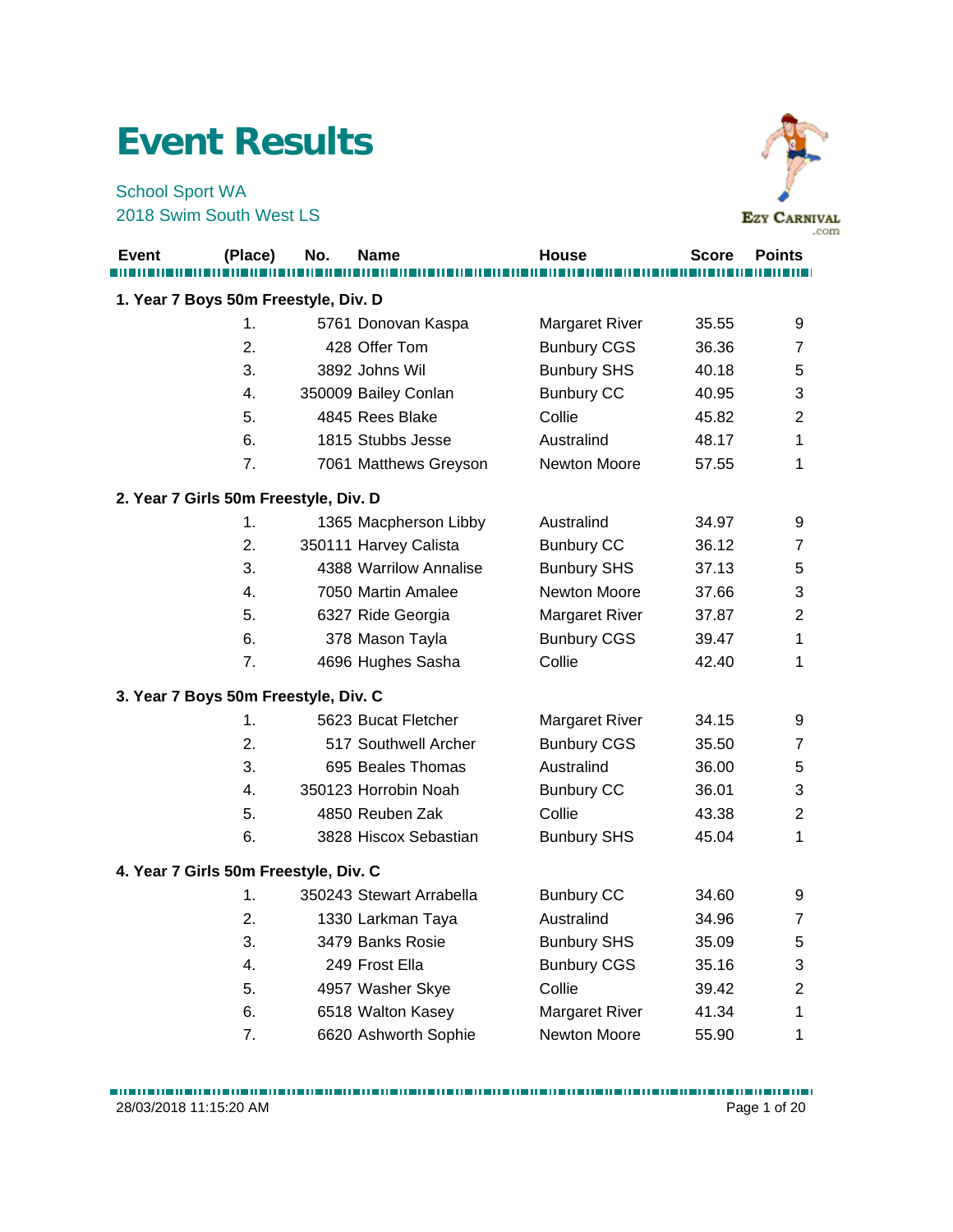# Event Results

School Sport WA
2018 Swim South West LS

| Event | (Place) | No. | Name | House | Score | Points |
|---|---|---|---|---|---|---|
| **1. Year 7 Boys 50m Freestyle, Div. D** | | | | | | |
| | 1. | 5761 | Donovan Kaspa | Margaret River | 35.55 | 9 |
| | 2. | 428 | Offer Tom | Bunbury CGS | 36.36 | 7 |
| | 3. | 3892 | Johns Wil | Bunbury SHS | 40.18 | 5 |
| | 4. | 350009 | Bailey Conlan | Bunbury CC | 40.95 | 3 |
| | 5. | 4845 | Rees Blake | Collie | 45.82 | 2 |
| | 6. | 1815 | Stubbs Jesse | Australind | 48.17 | 1 |
| | 7. | 7061 | Matthews Greyson | Newton Moore | 57.55 | 1 |
| **2. Year 7 Girls 50m Freestyle, Div. D** | | | | | | |
| | 1. | 1365 | Macpherson Libby | Australind | 34.97 | 9 |
| | 2. | 350111 | Harvey Calista | Bunbury CC | 36.12 | 7 |
| | 3. | 4388 | Warrilow Annalise | Bunbury SHS | 37.13 | 5 |
| | 4. | 7050 | Martin Amalee | Newton Moore | 37.66 | 3 |
| | 5. | 6327 | Ride Georgia | Margaret River | 37.87 | 2 |
| | 6. | 378 | Mason Tayla | Bunbury CGS | 39.47 | 1 |
| | 7. | 4696 | Hughes Sasha | Collie | 42.40 | 1 |
| **3. Year 7 Boys 50m Freestyle, Div. C** | | | | | | |
| | 1. | 5623 | Bucat Fletcher | Margaret River | 34.15 | 9 |
| | 2. | 517 | Southwell Archer | Bunbury CGS | 35.50 | 7 |
| | 3. | 695 | Beales Thomas | Australind | 36.00 | 5 |
| | 4. | 350123 | Horrobin Noah | Bunbury CC | 36.01 | 3 |
| | 5. | 4850 | Reuben Zak | Collie | 43.38 | 2 |
| | 6. | 3828 | Hiscox Sebastian | Bunbury SHS | 45.04 | 1 |
| **4. Year 7 Girls 50m Freestyle, Div. C** | | | | | | |
| | 1. | 350243 | Stewart Arrabella | Bunbury CC | 34.60 | 9 |
| | 2. | 1330 | Larkman Taya | Australind | 34.96 | 7 |
| | 3. | 3479 | Banks Rosie | Bunbury SHS | 35.09 | 5 |
| | 4. | 249 | Frost Ella | Bunbury CGS | 35.16 | 3 |
| | 5. | 4957 | Washer Skye | Collie | 39.42 | 2 |
| | 6. | 6518 | Walton Kasey | Margaret River | 41.34 | 1 |
| | 7. | 6620 | Ashworth Sophie | Newton Moore | 55.90 | 1 |

28/03/2018 11:15:20 AM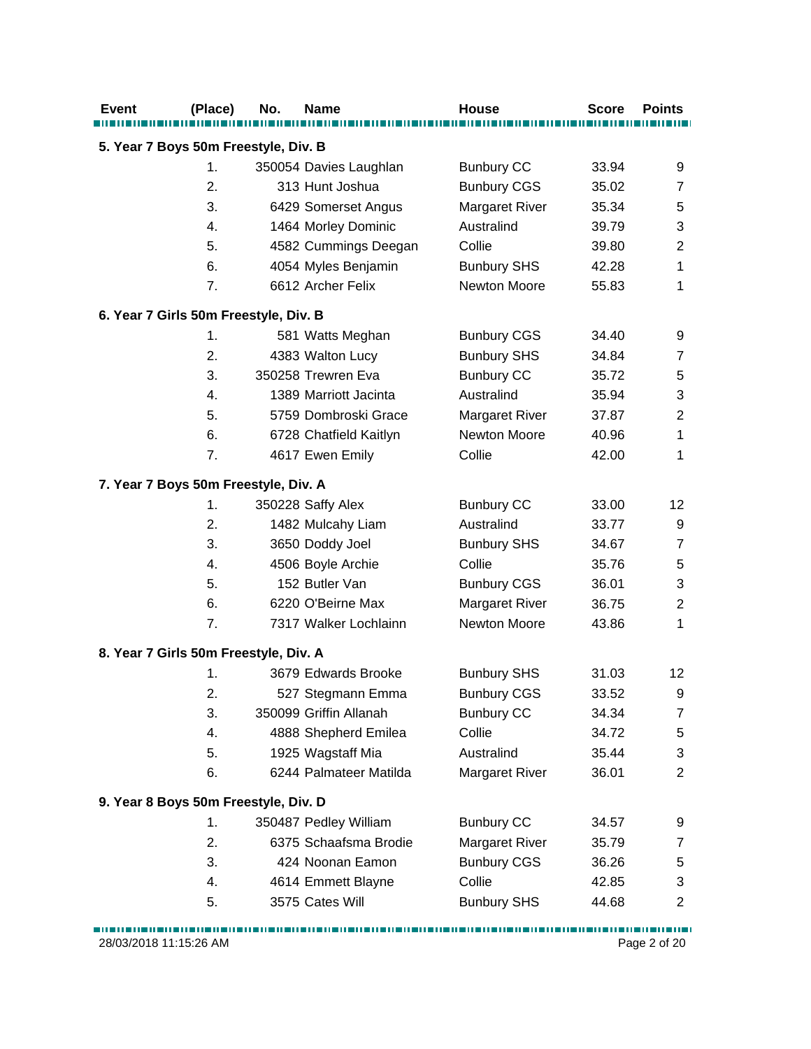| Event | (Place) | No. | Name | House | Score | Points |
|---|---|---|---|---|---|---|
| **5. Year 7 Boys 50m Freestyle, Div. B** | | | | | | |
| | 1. | 350054 | Davies Laughlan | Bunbury CC | 33.94 | 9 |
| | 2. | 313 | Hunt Joshua | Bunbury CGS | 35.02 | 7 |
| | 3. | 6429 | Somerset Angus | Margaret River | 35.34 | 5 |
| | 4. | 1464 | Morley Dominic | Australind | 39.79 | 3 |
| | 5. | 4582 | Cummings Deegan | Collie | 39.80 | 2 |
| | 6. | 4054 | Myles Benjamin | Bunbury SHS | 42.28 | 1 |
| | 7. | 6612 | Archer Felix | Newton Moore | 55.83 | 1 |
| **6. Year 7 Girls 50m Freestyle, Div. B** | | | | | | |
| | 1. | 581 | Watts Meghan | Bunbury CGS | 34.40 | 9 |
| | 2. | 4383 | Walton Lucy | Bunbury SHS | 34.84 | 7 |
| | 3. | 350258 | Trewren Eva | Bunbury CC | 35.72 | 5 |
| | 4. | 1389 | Marriott Jacinta | Australind | 35.94 | 3 |
| | 5. | 5759 | Dombroski Grace | Margaret River | 37.87 | 2 |
| | 6. | 6728 | Chatfield Kaitlyn | Newton Moore | 40.96 | 1 |
| | 7. | 4617 | Ewen Emily | Collie | 42.00 | 1 |
| **7. Year 7 Boys 50m Freestyle, Div. A** | | | | | | |
| | 1. | 350228 | Saffy Alex | Bunbury CC | 33.00 | 12 |
| | 2. | 1482 | Mulcahy Liam | Australind | 33.77 | 9 |
| | 3. | 3650 | Doddy Joel | Bunbury SHS | 34.67 | 7 |
| | 4. | 4506 | Boyle Archie | Collie | 35.76 | 5 |
| | 5. | 152 | Butler Van | Bunbury CGS | 36.01 | 3 |
| | 6. | 6220 | O'Beirne Max | Margaret River | 36.75 | 2 |
| | 7. | 7317 | Walker Lochlainn | Newton Moore | 43.86 | 1 |
| **8. Year 7 Girls 50m Freestyle, Div. A** | | | | | | |
| | 1. | 3679 | Edwards Brooke | Bunbury SHS | 31.03 | 12 |
| | 2. | 527 | Stegmann Emma | Bunbury CGS | 33.52 | 9 |
| | 3. | 350099 | Griffin Allanah | Bunbury CC | 34.34 | 7 |
| | 4. | 4888 | Shepherd Emilea | Collie | 34.72 | 5 |
| | 5. | 1925 | Wagstaff Mia | Australind | 35.44 | 3 |
| | 6. | 6244 | Palmateer Matilda | Margaret River | 36.01 | 2 |
| **9. Year 8 Boys 50m Freestyle, Div. D** | | | | | | |
| | 1. | 350487 | Pedley William | Bunbury CC | 34.57 | 9 |
| | 2. | 6375 | Schaafsma Brodie | Margaret River | 35.79 | 7 |
| | 3. | 424 | Noonan Eamon | Bunbury CGS | 36.26 | 5 |
| | 4. | 4614 | Emmett Blayne | Collie | 42.85 | 3 |
| | 5. | 3575 | Cates Will | Bunbury SHS | 44.68 | 2 |

28/03/2018 11:15:26 AM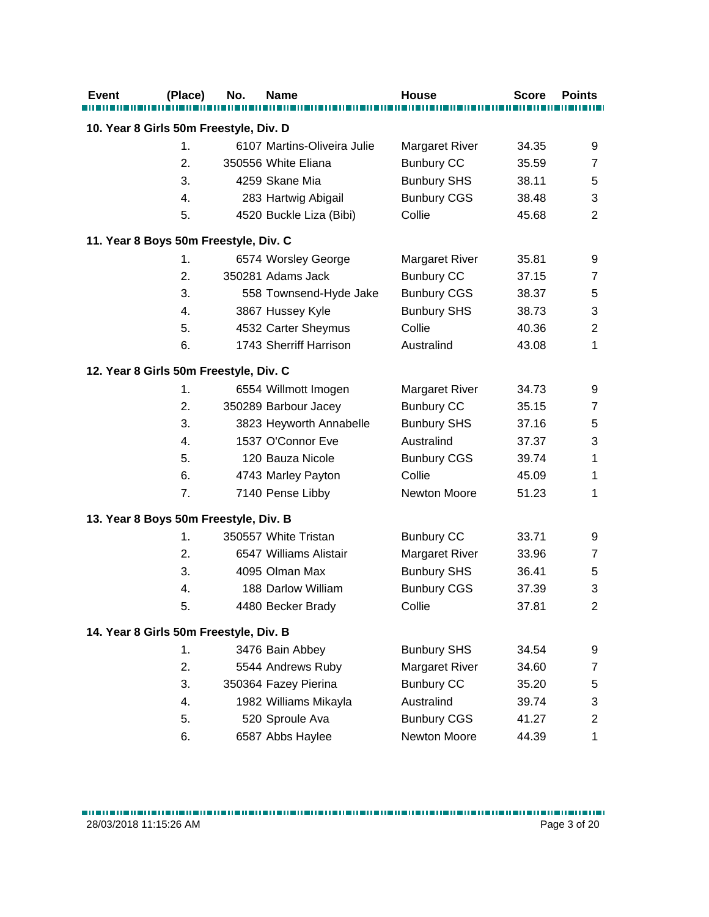| Event | (Place) | No. | Name | House | Score | Points |
|---|---|---|---|---|---|---|
| **10. Year 8 Girls 50m Freestyle, Div. D** | | | | | | |
| | 1. | 6107 | Martins-Oliveira Julie | Margaret River | 34.35 | 9 |
| | 2. | 350556 | White Eliana | Bunbury CC | 35.59 | 7 |
| | 3. | 4259 | Skane Mia | Bunbury SHS | 38.11 | 5 |
| | 4. | 283 | Hartwig Abigail | Bunbury CGS | 38.48 | 3 |
| | 5. | 4520 | Buckle Liza (Bibi) | Collie | 45.68 | 2 |
| **11. Year 8 Boys 50m Freestyle, Div. C** | | | | | | |
| | 1. | 6574 | Worsley George | Margaret River | 35.81 | 9 |
| | 2. | 350281 | Adams Jack | Bunbury CC | 37.15 | 7 |
| | 3. | 558 | Townsend-Hyde Jake | Bunbury CGS | 38.37 | 5 |
| | 4. | 3867 | Hussey Kyle | Bunbury SHS | 38.73 | 3 |
| | 5. | 4532 | Carter Sheymus | Collie | 40.36 | 2 |
| | 6. | 1743 | Sherriff Harrison | Australind | 43.08 | 1 |
| **12. Year 8 Girls 50m Freestyle, Div. C** | | | | | | |
| | 1. | 6554 | Willmott Imogen | Margaret River | 34.73 | 9 |
| | 2. | 350289 | Barbour Jacey | Bunbury CC | 35.15 | 7 |
| | 3. | 3823 | Heyworth Annabelle | Bunbury SHS | 37.16 | 5 |
| | 4. | 1537 | O'Connor Eve | Australind | 37.37 | 3 |
| | 5. | 120 | Bauza Nicole | Bunbury CGS | 39.74 | 1 |
| | 6. | 4743 | Marley Payton | Collie | 45.09 | 1 |
| | 7. | 7140 | Pense Libby | Newton Moore | 51.23 | 1 |
| **13. Year 8 Boys 50m Freestyle, Div. B** | | | | | | |
| | 1. | 350557 | White Tristan | Bunbury CC | 33.71 | 9 |
| | 2. | 6547 | Williams Alistair | Margaret River | 33.96 | 7 |
| | 3. | 4095 | Olman Max | Bunbury SHS | 36.41 | 5 |
| | 4. | 188 | Darlow William | Bunbury CGS | 37.39 | 3 |
| | 5. | 4480 | Becker Brady | Collie | 37.81 | 2 |
| **14. Year 8 Girls 50m Freestyle, Div. B** | | | | | | |
| | 1. | 3476 | Bain Abbey | Bunbury SHS | 34.54 | 9 |
| | 2. | 5544 | Andrews Ruby | Margaret River | 34.60 | 7 |
| | 3. | 350364 | Fazey Pierina | Bunbury CC | 35.20 | 5 |
| | 4. | 1982 | Williams Mikayla | Australind | 39.74 | 3 |
| | 5. | 520 | Sproule Ava | Bunbury CGS | 41.27 | 2 |
| | 6. | 6587 | Abbs Haylee | Newton Moore | 44.39 | 1 |

28/03/2018 11:15:26 AM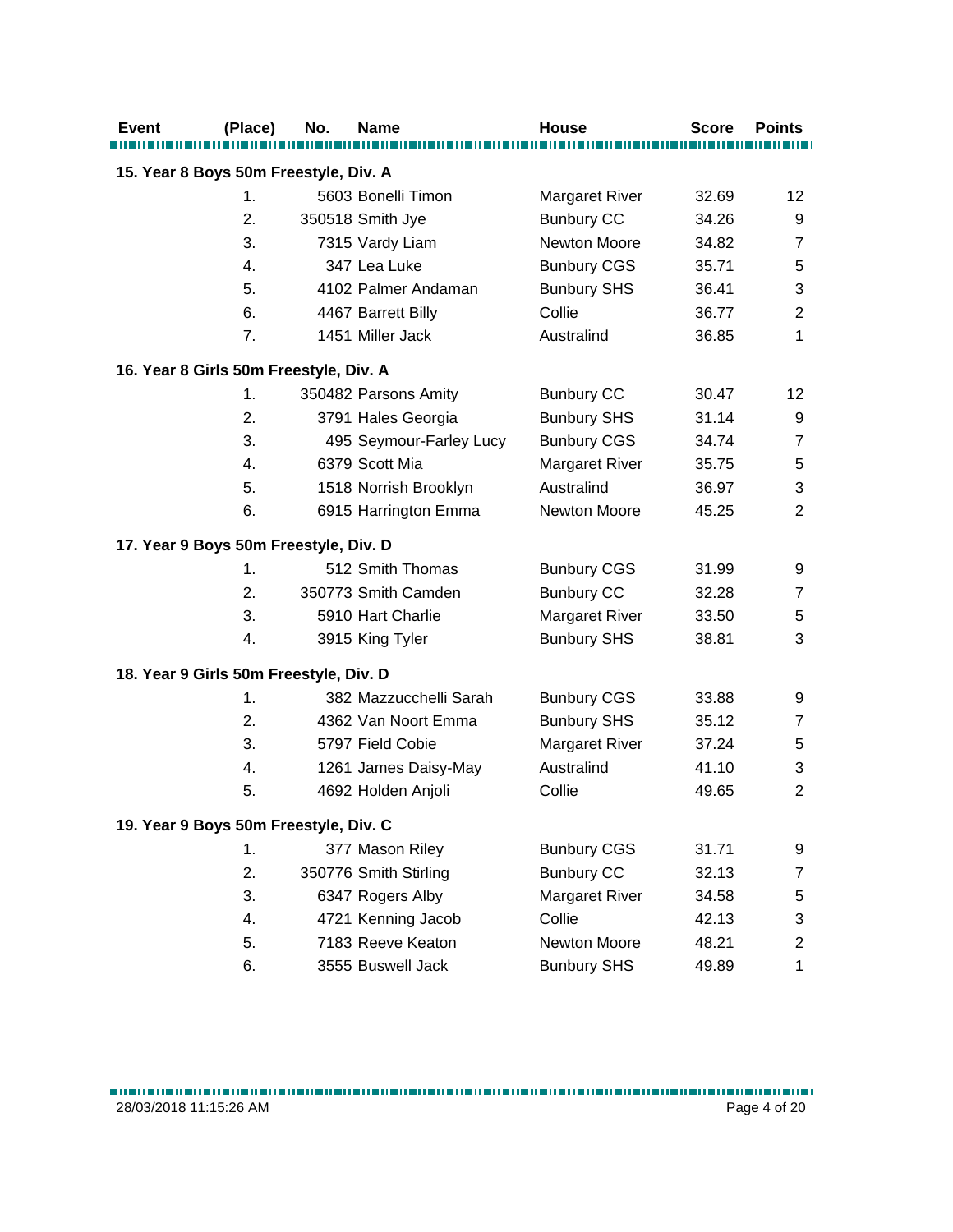| Event | (Place) | No. | Name | House | Score | Points |
|---|---|---|---|---|---|---|
| **15. Year 8 Boys 50m Freestyle, Div. A** | | | | | | |
| | 1. | 5603 | Bonelli Timon | Margaret River | 32.69 | 12 |
| | 2. | 350518 | Smith Jye | Bunbury CC | 34.26 | 9 |
| | 3. | 7315 | Vardy Liam | Newton Moore | 34.82 | 7 |
| | 4. | 347 | Lea Luke | Bunbury CGS | 35.71 | 5 |
| | 5. | 4102 | Palmer Andaman | Bunbury SHS | 36.41 | 3 |
| | 6. | 4467 | Barrett Billy | Collie | 36.77 | 2 |
| | 7. | 1451 | Miller Jack | Australind | 36.85 | 1 |
| **16. Year 8 Girls 50m Freestyle, Div. A** | | | | | | |
| | 1. | 350482 | Parsons Amity | Bunbury CC | 30.47 | 12 |
| | 2. | 3791 | Hales Georgia | Bunbury SHS | 31.14 | 9 |
| | 3. | 495 | Seymour-Farley Lucy | Bunbury CGS | 34.74 | 7 |
| | 4. | 6379 | Scott Mia | Margaret River | 35.75 | 5 |
| | 5. | 1518 | Norrish Brooklyn | Australind | 36.97 | 3 |
| | 6. | 6915 | Harrington Emma | Newton Moore | 45.25 | 2 |
| **17. Year 9 Boys 50m Freestyle, Div. D** | | | | | | |
| | 1. | 512 | Smith Thomas | Bunbury CGS | 31.99 | 9 |
| | 2. | 350773 | Smith Camden | Bunbury CC | 32.28 | 7 |
| | 3. | 5910 | Hart Charlie | Margaret River | 33.50 | 5 |
| | 4. | 3915 | King Tyler | Bunbury SHS | 38.81 | 3 |
| **18. Year 9 Girls 50m Freestyle, Div. D** | | | | | | |
| | 1. | 382 | Mazzucchelli Sarah | Bunbury CGS | 33.88 | 9 |
| | 2. | 4362 | Van Noort Emma | Bunbury SHS | 35.12 | 7 |
| | 3. | 5797 | Field Cobie | Margaret River | 37.24 | 5 |
| | 4. | 1261 | James Daisy-May | Australind | 41.10 | 3 |
| | 5. | 4692 | Holden Anjoli | Collie | 49.65 | 2 |
| **19. Year 9 Boys 50m Freestyle, Div. C** | | | | | | |
| | 1. | 377 | Mason Riley | Bunbury CGS | 31.71 | 9 |
| | 2. | 350776 | Smith Stirling | Bunbury CC | 32.13 | 7 |
| | 3. | 6347 | Rogers Alby | Margaret River | 34.58 | 5 |
| | 4. | 4721 | Kenning Jacob | Collie | 42.13 | 3 |
| | 5. | 7183 | Reeve Keaton | Newton Moore | 48.21 | 2 |
| | 6. | 3555 | Buswell Jack | Bunbury SHS | 49.89 | 1 |

28/03/2018 11:15:26 AM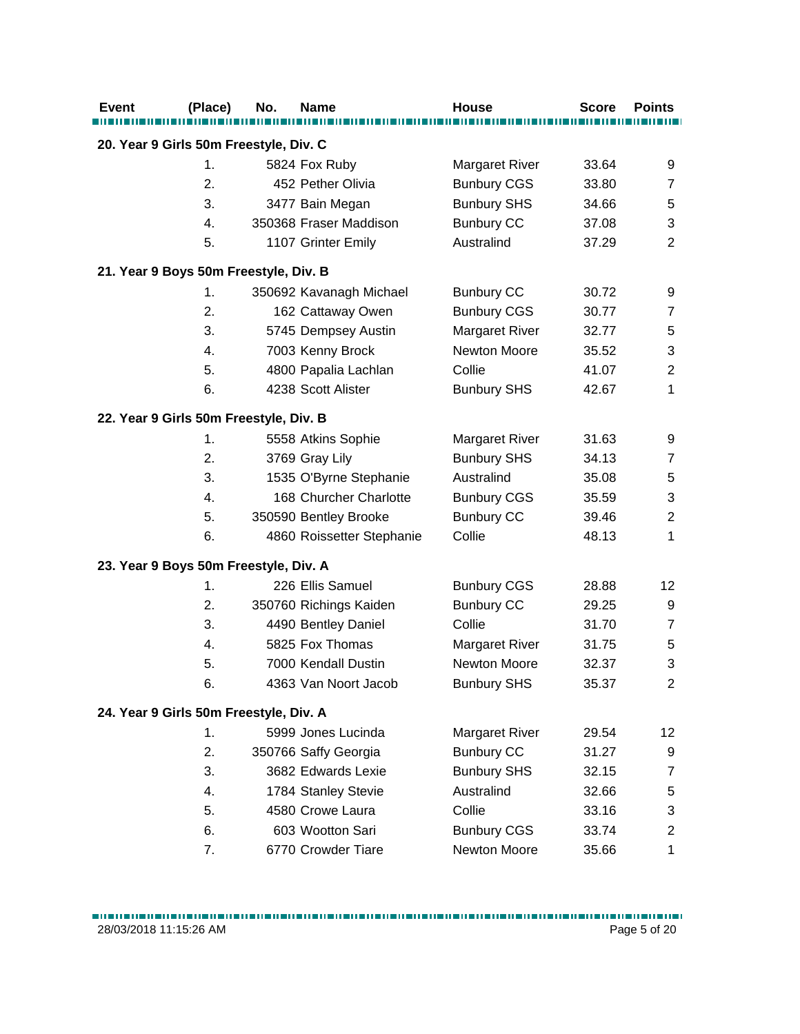| Event | (Place) | No. | Name | House | Score | Points |
|---|---|---|---|---|---|---|
| **20. Year 9 Girls 50m Freestyle, Div. C** | | | | | | |
| | 1. | 5824 | Fox Ruby | Margaret River | 33.64 | 9 |
| | 2. | 452 | Pether Olivia | Bunbury CGS | 33.80 | 7 |
| | 3. | 3477 | Bain Megan | Bunbury SHS | 34.66 | 5 |
| | 4. | 350368 | Fraser Maddison | Bunbury CC | 37.08 | 3 |
| | 5. | 1107 | Grinter Emily | Australind | 37.29 | 2 |
| **21. Year 9 Boys 50m Freestyle, Div. B** | | | | | | |
| | 1. | 350692 | Kavanagh Michael | Bunbury CC | 30.72 | 9 |
| | 2. | 162 | Cattaway Owen | Bunbury CGS | 30.77 | 7 |
| | 3. | 5745 | Dempsey Austin | Margaret River | 32.77 | 5 |
| | 4. | 7003 | Kenny Brock | Newton Moore | 35.52 | 3 |
| | 5. | 4800 | Papalia Lachlan | Collie | 41.07 | 2 |
| | 6. | 4238 | Scott Alister | Bunbury SHS | 42.67 | 1 |
| **22. Year 9 Girls 50m Freestyle, Div. B** | | | | | | |
| | 1. | 5558 | Atkins Sophie | Margaret River | 31.63 | 9 |
| | 2. | 3769 | Gray Lily | Bunbury SHS | 34.13 | 7 |
| | 3. | 1535 | O'Byrne Stephanie | Australind | 35.08 | 5 |
| | 4. | 168 | Churcher Charlotte | Bunbury CGS | 35.59 | 3 |
| | 5. | 350590 | Bentley Brooke | Bunbury CC | 39.46 | 2 |
| | 6. | 4860 | Roissetter Stephanie | Collie | 48.13 | 1 |
| **23. Year 9 Boys 50m Freestyle, Div. A** | | | | | | |
| | 1. | 226 | Ellis Samuel | Bunbury CGS | 28.88 | 12 |
| | 2. | 350760 | Richings Kaiden | Bunbury CC | 29.25 | 9 |
| | 3. | 4490 | Bentley Daniel | Collie | 31.70 | 7 |
| | 4. | 5825 | Fox Thomas | Margaret River | 31.75 | 5 |
| | 5. | 7000 | Kendall Dustin | Newton Moore | 32.37 | 3 |
| | 6. | 4363 | Van Noort Jacob | Bunbury SHS | 35.37 | 2 |
| **24. Year 9 Girls 50m Freestyle, Div. A** | | | | | | |
| | 1. | 5999 | Jones Lucinda | Margaret River | 29.54 | 12 |
| | 2. | 350766 | Saffy Georgia | Bunbury CC | 31.27 | 9 |
| | 3. | 3682 | Edwards Lexie | Bunbury SHS | 32.15 | 7 |
| | 4. | 1784 | Stanley Stevie | Australind | 32.66 | 5 |
| | 5. | 4580 | Crowe Laura | Collie | 33.16 | 3 |
| | 6. | 603 | Wootton Sari | Bunbury CGS | 33.74 | 2 |
| | 7. | 6770 | Crowder Tiare | Newton Moore | 35.66 | 1 |

28/03/2018 11:15:26 AM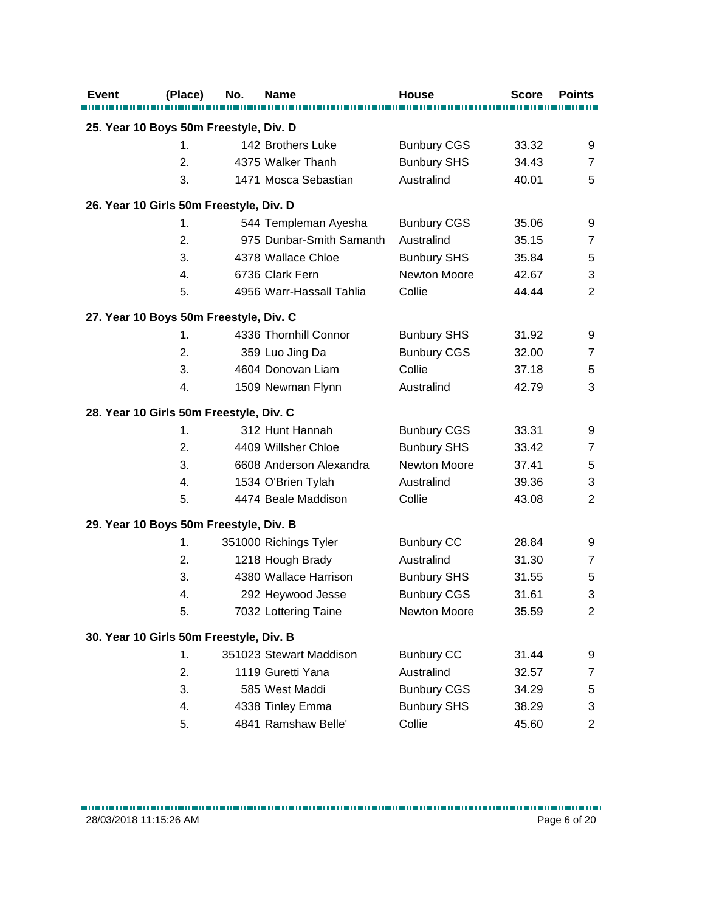| Event | (Place) | No. | Name | House | Score | Points |
|---|---|---|---|---|---|---|
| **25. Year 10 Boys 50m Freestyle, Div. D** | | | | | | |
| | 1. | 142 | Brothers Luke | Bunbury CGS | 33.32 | 9 |
| | 2. | 4375 | Walker Thanh | Bunbury SHS | 34.43 | 7 |
| | 3. | 1471 | Mosca Sebastian | Australind | 40.01 | 5 |
| **26. Year 10 Girls 50m Freestyle, Div. D** | | | | | | |
| | 1. | 544 | Templeman Ayesha | Bunbury CGS | 35.06 | 9 |
| | 2. | 975 | Dunbar-Smith Samanth | Australind | 35.15 | 7 |
| | 3. | 4378 | Wallace Chloe | Bunbury SHS | 35.84 | 5 |
| | 4. | 6736 | Clark Fern | Newton Moore | 42.67 | 3 |
| | 5. | 4956 | Warr-Hassall Tahlia | Collie | 44.44 | 2 |
| **27. Year 10 Boys 50m Freestyle, Div. C** | | | | | | |
| | 1. | 4336 | Thornhill Connor | Bunbury SHS | 31.92 | 9 |
| | 2. | 359 | Luo Jing Da | Bunbury CGS | 32.00 | 7 |
| | 3. | 4604 | Donovan Liam | Collie | 37.18 | 5 |
| | 4. | 1509 | Newman Flynn | Australind | 42.79 | 3 |
| **28. Year 10 Girls 50m Freestyle, Div. C** | | | | | | |
| | 1. | 312 | Hunt Hannah | Bunbury CGS | 33.31 | 9 |
| | 2. | 4409 | Willsher Chloe | Bunbury SHS | 33.42 | 7 |
| | 3. | 6608 | Anderson Alexandra | Newton Moore | 37.41 | 5 |
| | 4. | 1534 | O'Brien Tylah | Australind | 39.36 | 3 |
| | 5. | 4474 | Beale Maddison | Collie | 43.08 | 2 |
| **29. Year 10 Boys 50m Freestyle, Div. B** | | | | | | |
| | 1. | 351000 | Richings Tyler | Bunbury CC | 28.84 | 9 |
| | 2. | 1218 | Hough Brady | Australind | 31.30 | 7 |
| | 3. | 4380 | Wallace Harrison | Bunbury SHS | 31.55 | 5 |
| | 4. | 292 | Heywood Jesse | Bunbury CGS | 31.61 | 3 |
| | 5. | 7032 | Lottering Taine | Newton Moore | 35.59 | 2 |
| **30. Year 10 Girls 50m Freestyle, Div. B** | | | | | | |
| | 1. | 351023 | Stewart Maddison | Bunbury CC | 31.44 | 9 |
| | 2. | 1119 | Guretti Yana | Australind | 32.57 | 7 |
| | 3. | 585 | West Maddi | Bunbury CGS | 34.29 | 5 |
| | 4. | 4338 | Tinley Emma | Bunbury SHS | 38.29 | 3 |
| | 5. | 4841 | Ramshaw Belle' | Collie | 45.60 | 2 |

28/03/2018 11:15:26 AM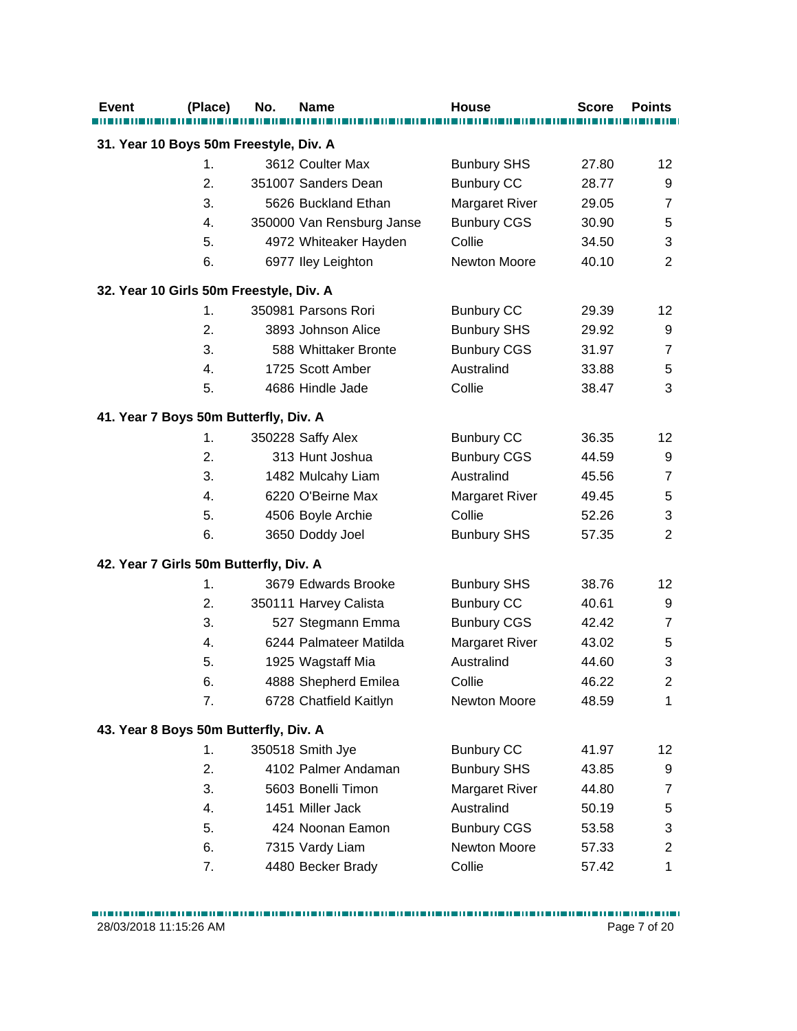| Event | (Place) | No. | Name | House | Score | Points |
|---|---|---|---|---|---|---|
| **31. Year 10 Boys 50m Freestyle, Div. A** | | | | | | |
| | 1. | 3612 | Coulter Max | Bunbury SHS | 27.80 | 12 |
| | 2. | 351007 | Sanders Dean | Bunbury CC | 28.77 | 9 |
| | 3. | 5626 | Buckland Ethan | Margaret River | 29.05 | 7 |
| | 4. | 350000 | Van Rensburg Janse | Bunbury CGS | 30.90 | 5 |
| | 5. | 4972 | Whiteaker Hayden | Collie | 34.50 | 3 |
| | 6. | 6977 | Iley Leighton | Newton Moore | 40.10 | 2 |
| **32. Year 10 Girls 50m Freestyle, Div. A** | | | | | | |
| | 1. | 350981 | Parsons Rori | Bunbury CC | 29.39 | 12 |
| | 2. | 3893 | Johnson Alice | Bunbury SHS | 29.92 | 9 |
| | 3. | 588 | Whittaker Bronte | Bunbury CGS | 31.97 | 7 |
| | 4. | 1725 | Scott Amber | Australind | 33.88 | 5 |
| | 5. | 4686 | Hindle Jade | Collie | 38.47 | 3 |
| **41. Year 7 Boys 50m Butterfly, Div. A** | | | | | | |
| | 1. | 350228 | Saffy Alex | Bunbury CC | 36.35 | 12 |
| | 2. | 313 | Hunt Joshua | Bunbury CGS | 44.59 | 9 |
| | 3. | 1482 | Mulcahy Liam | Australind | 45.56 | 7 |
| | 4. | 6220 | O'Beirne Max | Margaret River | 49.45 | 5 |
| | 5. | 4506 | Boyle Archie | Collie | 52.26 | 3 |
| | 6. | 3650 | Doddy Joel | Bunbury SHS | 57.35 | 2 |
| **42. Year 7 Girls 50m Butterfly, Div. A** | | | | | | |
| | 1. | 3679 | Edwards Brooke | Bunbury SHS | 38.76 | 12 |
| | 2. | 350111 | Harvey Calista | Bunbury CC | 40.61 | 9 |
| | 3. | 527 | Stegmann Emma | Bunbury CGS | 42.42 | 7 |
| | 4. | 6244 | Palmateer Matilda | Margaret River | 43.02 | 5 |
| | 5. | 1925 | Wagstaff Mia | Australind | 44.60 | 3 |
| | 6. | 4888 | Shepherd Emilea | Collie | 46.22 | 2 |
| | 7. | 6728 | Chatfield Kaitlyn | Newton Moore | 48.59 | 1 |
| **43. Year 8 Boys 50m Butterfly, Div. A** | | | | | | |
| | 1. | 350518 | Smith Jye | Bunbury CC | 41.97 | 12 |
| | 2. | 4102 | Palmer Andaman | Bunbury SHS | 43.85 | 9 |
| | 3. | 5603 | Bonelli Timon | Margaret River | 44.80 | 7 |
| | 4. | 1451 | Miller Jack | Australind | 50.19 | 5 |
| | 5. | 424 | Noonan Eamon | Bunbury CGS | 53.58 | 3 |
| | 6. | 7315 | Vardy Liam | Newton Moore | 57.33 | 2 |
| | 7. | 4480 | Becker Brady | Collie | 57.42 | 1 |

28/03/2018 11:15:26 AM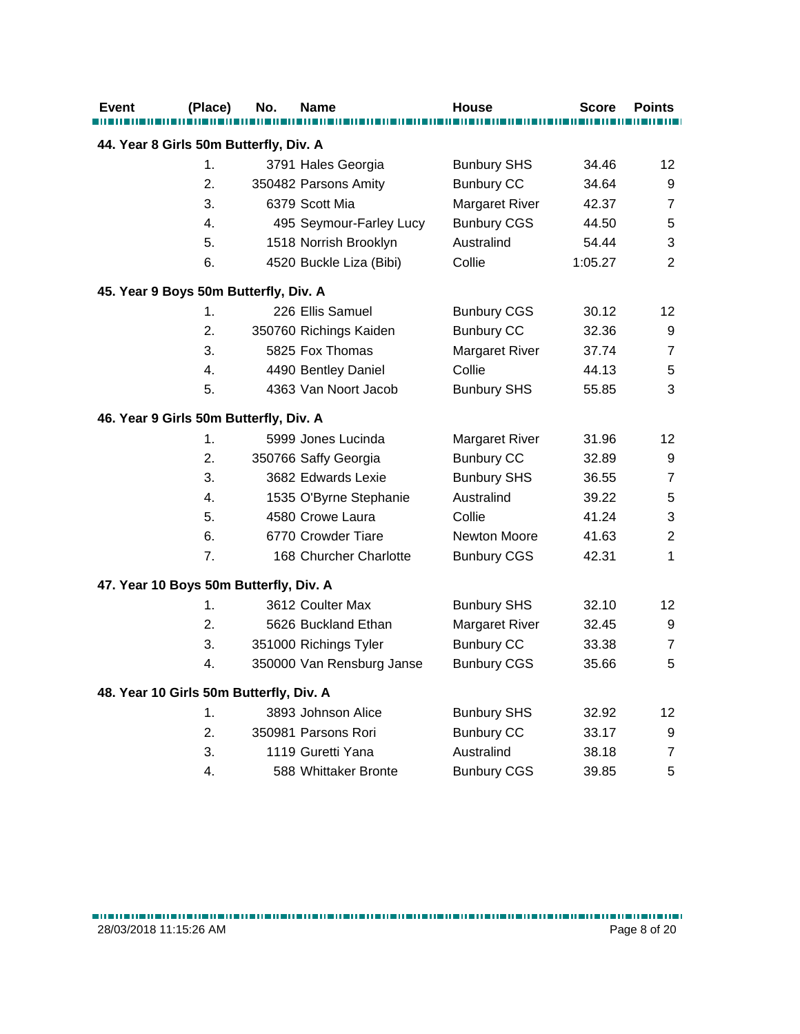| Event | (Place) | No. | Name | House | Score | Points |
|---|---|---|---|---|---|---|
| **44. Year 8 Girls 50m Butterfly, Div. A** | | | | | | |
| | 1. | 3791 | Hales Georgia | Bunbury SHS | 34.46 | 12 |
| | 2. | 350482 | Parsons Amity | Bunbury CC | 34.64 | 9 |
| | 3. | 6379 | Scott Mia | Margaret River | 42.37 | 7 |
| | 4. | 495 | Seymour-Farley Lucy | Bunbury CGS | 44.50 | 5 |
| | 5. | 1518 | Norrish Brooklyn | Australind | 54.44 | 3 |
| | 6. | 4520 | Buckle Liza (Bibi) | Collie | 1:05.27 | 2 |
| **45. Year 9 Boys 50m Butterfly, Div. A** | | | | | | |
| | 1. | 226 | Ellis Samuel | Bunbury CGS | 30.12 | 12 |
| | 2. | 350760 | Richings Kaiden | Bunbury CC | 32.36 | 9 |
| | 3. | 5825 | Fox Thomas | Margaret River | 37.74 | 7 |
| | 4. | 4490 | Bentley Daniel | Collie | 44.13 | 5 |
| | 5. | 4363 | Van Noort Jacob | Bunbury SHS | 55.85 | 3 |
| **46. Year 9 Girls 50m Butterfly, Div. A** | | | | | | |
| | 1. | 5999 | Jones Lucinda | Margaret River | 31.96 | 12 |
| | 2. | 350766 | Saffy Georgia | Bunbury CC | 32.89 | 9 |
| | 3. | 3682 | Edwards Lexie | Bunbury SHS | 36.55 | 7 |
| | 4. | 1535 | O'Byrne Stephanie | Australind | 39.22 | 5 |
| | 5. | 4580 | Crowe Laura | Collie | 41.24 | 3 |
| | 6. | 6770 | Crowder Tiare | Newton Moore | 41.63 | 2 |
| | 7. | 168 | Churcher Charlotte | Bunbury CGS | 42.31 | 1 |
| **47. Year 10 Boys 50m Butterfly, Div. A** | | | | | | |
| | 1. | 3612 | Coulter Max | Bunbury SHS | 32.10 | 12 |
| | 2. | 5626 | Buckland Ethan | Margaret River | 32.45 | 9 |
| | 3. | 351000 | Richings Tyler | Bunbury CC | 33.38 | 7 |
| | 4. | 350000 | Van Rensburg Janse | Bunbury CGS | 35.66 | 5 |
| **48. Year 10 Girls 50m Butterfly, Div. A** | | | | | | |
| | 1. | 3893 | Johnson Alice | Bunbury SHS | 32.92 | 12 |
| | 2. | 350981 | Parsons Rori | Bunbury CC | 33.17 | 9 |
| | 3. | 1119 | Guretti Yana | Australind | 38.18 | 7 |
| | 4. | 588 | Whittaker Bronte | Bunbury CGS | 39.85 | 5 |

28/03/2018 11:15:26 AM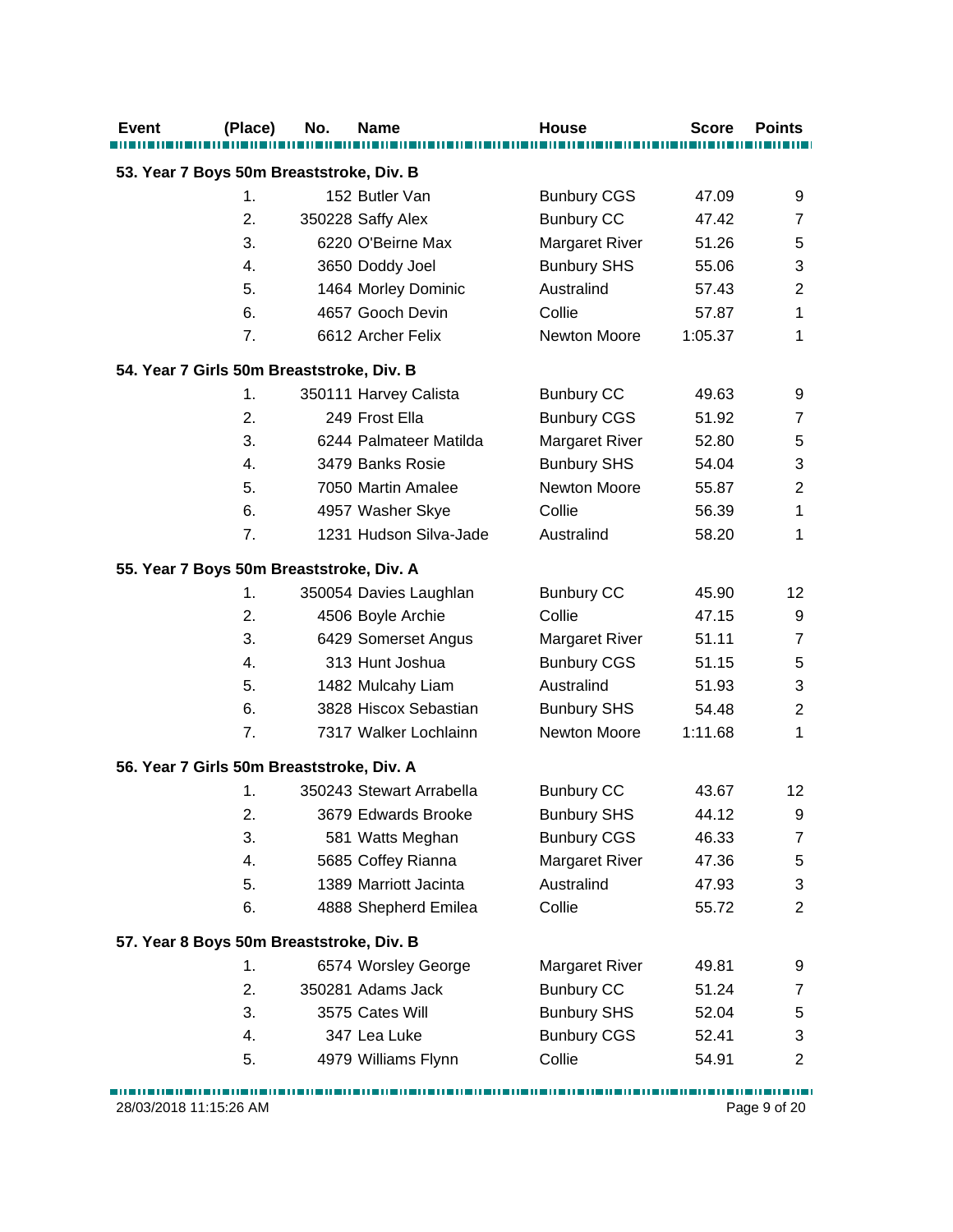| Event | (Place) | No. | Name | House | Score | Points |
|---|---|---|---|---|---|---|
| **53. Year 7 Boys 50m Breaststroke, Div. B** | | | | | | |
| | 1. | 152 | Butler Van | Bunbury CGS | 47.09 | 9 |
| | 2. | 350228 | Saffy Alex | Bunbury CC | 47.42 | 7 |
| | 3. | 6220 | O'Beirne Max | Margaret River | 51.26 | 5 |
| | 4. | 3650 | Doddy Joel | Bunbury SHS | 55.06 | 3 |
| | 5. | 1464 | Morley Dominic | Australind | 57.43 | 2 |
| | 6. | 4657 | Gooch Devin | Collie | 57.87 | 1 |
| | 7. | 6612 | Archer Felix | Newton Moore | 1:05.37 | 1 |
| **54. Year 7 Girls 50m Breaststroke, Div. B** | | | | | | |
| | 1. | 350111 | Harvey Calista | Bunbury CC | 49.63 | 9 |
| | 2. | 249 | Frost Ella | Bunbury CGS | 51.92 | 7 |
| | 3. | 6244 | Palmateer Matilda | Margaret River | 52.80 | 5 |
| | 4. | 3479 | Banks Rosie | Bunbury SHS | 54.04 | 3 |
| | 5. | 7050 | Martin Amalee | Newton Moore | 55.87 | 2 |
| | 6. | 4957 | Washer Skye | Collie | 56.39 | 1 |
| | 7. | 1231 | Hudson Silva-Jade | Australind | 58.20 | 1 |
| **55. Year 7 Boys 50m Breaststroke, Div. A** | | | | | | |
| | 1. | 350054 | Davies Laughlan | Bunbury CC | 45.90 | 12 |
| | 2. | 4506 | Boyle Archie | Collie | 47.15 | 9 |
| | 3. | 6429 | Somerset Angus | Margaret River | 51.11 | 7 |
| | 4. | 313 | Hunt Joshua | Bunbury CGS | 51.15 | 5 |
| | 5. | 1482 | Mulcahy Liam | Australind | 51.93 | 3 |
| | 6. | 3828 | Hiscox Sebastian | Bunbury SHS | 54.48 | 2 |
| | 7. | 7317 | Walker Lochlainn | Newton Moore | 1:11.68 | 1 |
| **56. Year 7 Girls 50m Breaststroke, Div. A** | | | | | | |
| | 1. | 350243 | Stewart Arrabella | Bunbury CC | 43.67 | 12 |
| | 2. | 3679 | Edwards Brooke | Bunbury SHS | 44.12 | 9 |
| | 3. | 581 | Watts Meghan | Bunbury CGS | 46.33 | 7 |
| | 4. | 5685 | Coffey Rianna | Margaret River | 47.36 | 5 |
| | 5. | 1389 | Marriott Jacinta | Australind | 47.93 | 3 |
| | 6. | 4888 | Shepherd Emilea | Collie | 55.72 | 2 |
| **57. Year 8 Boys 50m Breaststroke, Div. B** | | | | | | |
| | 1. | 6574 | Worsley George | Margaret River | 49.81 | 9 |
| | 2. | 350281 | Adams Jack | Bunbury CC | 51.24 | 7 |
| | 3. | 3575 | Cates Will | Bunbury SHS | 52.04 | 5 |
| | 4. | 347 | Lea Luke | Bunbury CGS | 52.41 | 3 |
| | 5. | 4979 | Williams Flynn | Collie | 54.91 | 2 |

28/03/2018 11:15:26 AM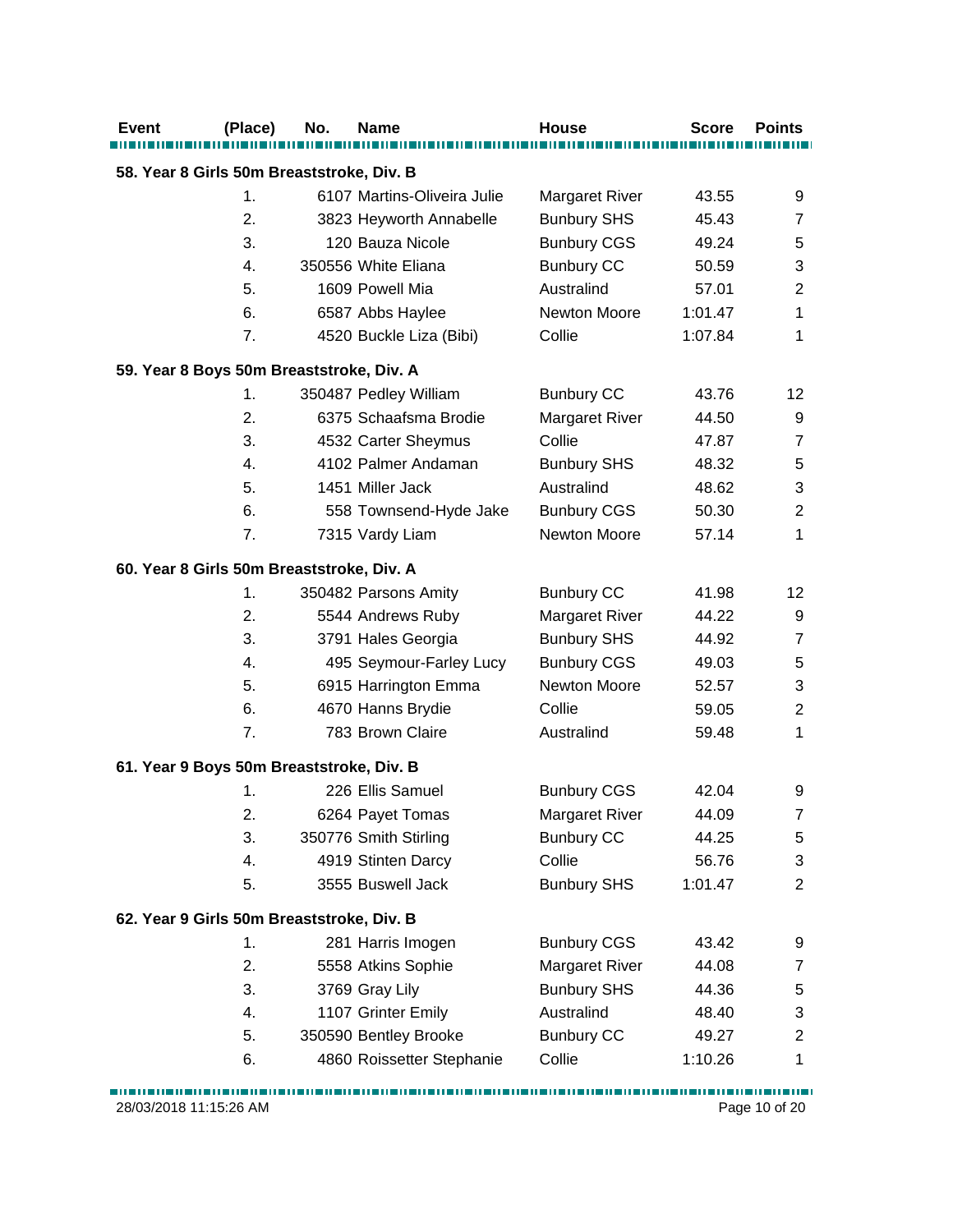| Event | (Place) | No. | Name | House | Score | Points |
|---|---|---|---|---|---|---|
| **58. Year 8 Girls 50m Breaststroke, Div. B** | | | | | | |
| | 1. | 6107 | Martins-Oliveira Julie | Margaret River | 43.55 | 9 |
| | 2. | 3823 | Heyworth Annabelle | Bunbury SHS | 45.43 | 7 |
| | 3. | 120 | Bauza Nicole | Bunbury CGS | 49.24 | 5 |
| | 4. | 350556 | White Eliana | Bunbury CC | 50.59 | 3 |
| | 5. | 1609 | Powell Mia | Australind | 57.01 | 2 |
| | 6. | 6587 | Abbs Haylee | Newton Moore | 1:01.47 | 1 |
| | 7. | 4520 | Buckle Liza (Bibi) | Collie | 1:07.84 | 1 |
| **59. Year 8 Boys 50m Breaststroke, Div. A** | | | | | | |
| | 1. | 350487 | Pedley William | Bunbury CC | 43.76 | 12 |
| | 2. | 6375 | Schaafsma Brodie | Margaret River | 44.50 | 9 |
| | 3. | 4532 | Carter Sheymus | Collie | 47.87 | 7 |
| | 4. | 4102 | Palmer Andaman | Bunbury SHS | 48.32 | 5 |
| | 5. | 1451 | Miller Jack | Australind | 48.62 | 3 |
| | 6. | 558 | Townsend-Hyde Jake | Bunbury CGS | 50.30 | 2 |
| | 7. | 7315 | Vardy Liam | Newton Moore | 57.14 | 1 |
| **60. Year 8 Girls 50m Breaststroke, Div. A** | | | | | | |
| | 1. | 350482 | Parsons Amity | Bunbury CC | 41.98 | 12 |
| | 2. | 5544 | Andrews Ruby | Margaret River | 44.22 | 9 |
| | 3. | 3791 | Hales Georgia | Bunbury SHS | 44.92 | 7 |
| | 4. | 495 | Seymour-Farley Lucy | Bunbury CGS | 49.03 | 5 |
| | 5. | 6915 | Harrington Emma | Newton Moore | 52.57 | 3 |
| | 6. | 4670 | Hanns Brydie | Collie | 59.05 | 2 |
| | 7. | 783 | Brown Claire | Australind | 59.48 | 1 |
| **61. Year 9 Boys 50m Breaststroke, Div. B** | | | | | | |
| | 1. | 226 | Ellis Samuel | Bunbury CGS | 42.04 | 9 |
| | 2. | 6264 | Payet Tomas | Margaret River | 44.09 | 7 |
| | 3. | 350776 | Smith Stirling | Bunbury CC | 44.25 | 5 |
| | 4. | 4919 | Stinten Darcy | Collie | 56.76 | 3 |
| | 5. | 3555 | Buswell Jack | Bunbury SHS | 1:01.47 | 2 |
| **62. Year 9 Girls 50m Breaststroke, Div. B** | | | | | | |
| | 1. | 281 | Harris Imogen | Bunbury CGS | 43.42 | 9 |
| | 2. | 5558 | Atkins Sophie | Margaret River | 44.08 | 7 |
| | 3. | 3769 | Gray Lily | Bunbury SHS | 44.36 | 5 |
| | 4. | 1107 | Grinter Emily | Australind | 48.40 | 3 |
| | 5. | 350590 | Bentley Brooke | Bunbury CC | 49.27 | 2 |
| | 6. | 4860 | Roissetter Stephanie | Collie | 1:10.26 | 1 |

28/03/2018 11:15:26 AM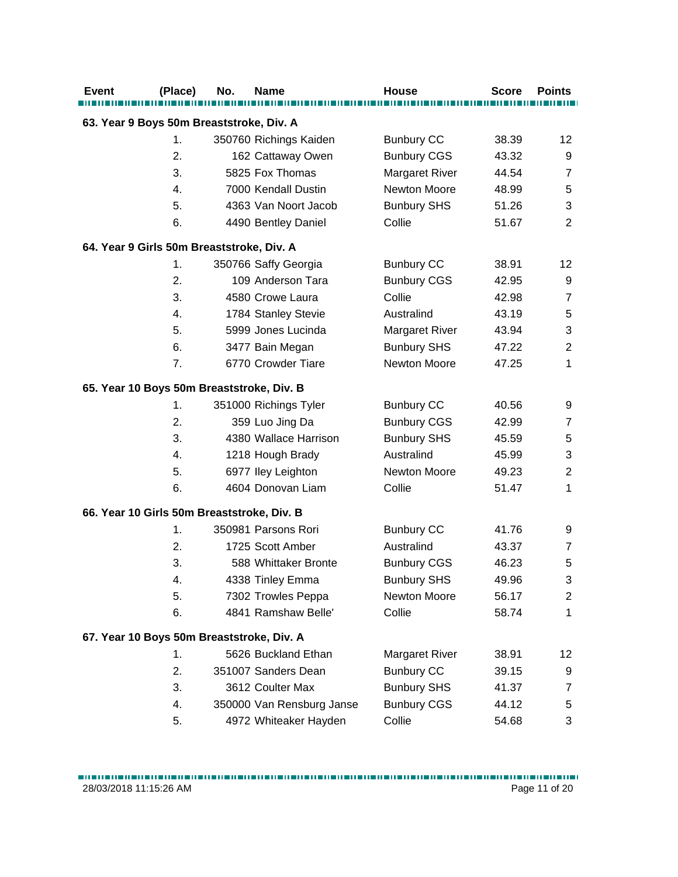| Event | (Place) | No. | Name | House | Score | Points |
|---|---|---|---|---|---|---|
| **63. Year 9 Boys 50m Breaststroke, Div. A** | | | | | | |
| | 1. | 350760 | Richings Kaiden | Bunbury CC | 38.39 | 12 |
| | 2. | 162 | Cattaway Owen | Bunbury CGS | 43.32 | 9 |
| | 3. | 5825 | Fox Thomas | Margaret River | 44.54 | 7 |
| | 4. | 7000 | Kendall Dustin | Newton Moore | 48.99 | 5 |
| | 5. | 4363 | Van Noort Jacob | Bunbury SHS | 51.26 | 3 |
| | 6. | 4490 | Bentley Daniel | Collie | 51.67 | 2 |
| **64. Year 9 Girls 50m Breaststroke, Div. A** | | | | | | |
| | 1. | 350766 | Saffy Georgia | Bunbury CC | 38.91 | 12 |
| | 2. | 109 | Anderson Tara | Bunbury CGS | 42.95 | 9 |
| | 3. | 4580 | Crowe Laura | Collie | 42.98 | 7 |
| | 4. | 1784 | Stanley Stevie | Australind | 43.19 | 5 |
| | 5. | 5999 | Jones Lucinda | Margaret River | 43.94 | 3 |
| | 6. | 3477 | Bain Megan | Bunbury SHS | 47.22 | 2 |
| | 7. | 6770 | Crowder Tiare | Newton Moore | 47.25 | 1 |
| **65. Year 10 Boys 50m Breaststroke, Div. B** | | | | | | |
| | 1. | 351000 | Richings Tyler | Bunbury CC | 40.56 | 9 |
| | 2. | 359 | Luo Jing Da | Bunbury CGS | 42.99 | 7 |
| | 3. | 4380 | Wallace Harrison | Bunbury SHS | 45.59 | 5 |
| | 4. | 1218 | Hough Brady | Australind | 45.99 | 3 |
| | 5. | 6977 | Iley Leighton | Newton Moore | 49.23 | 2 |
| | 6. | 4604 | Donovan Liam | Collie | 51.47 | 1 |
| **66. Year 10 Girls 50m Breaststroke, Div. B** | | | | | | |
| | 1. | 350981 | Parsons Rori | Bunbury CC | 41.76 | 9 |
| | 2. | 1725 | Scott Amber | Australind | 43.37 | 7 |
| | 3. | 588 | Whittaker Bronte | Bunbury CGS | 46.23 | 5 |
| | 4. | 4338 | Tinley Emma | Bunbury SHS | 49.96 | 3 |
| | 5. | 7302 | Trowles Peppa | Newton Moore | 56.17 | 2 |
| | 6. | 4841 | Ramshaw Belle' | Collie | 58.74 | 1 |
| **67. Year 10 Boys 50m Breaststroke, Div. A** | | | | | | |
| | 1. | 5626 | Buckland Ethan | Margaret River | 38.91 | 12 |
| | 2. | 351007 | Sanders Dean | Bunbury CC | 39.15 | 9 |
| | 3. | 3612 | Coulter Max | Bunbury SHS | 41.37 | 7 |
| | 4. | 350000 | Van Rensburg Janse | Bunbury CGS | 44.12 | 5 |
| | 5. | 4972 | Whiteaker Hayden | Collie | 54.68 | 3 |

28/03/2018 11:15:26 AM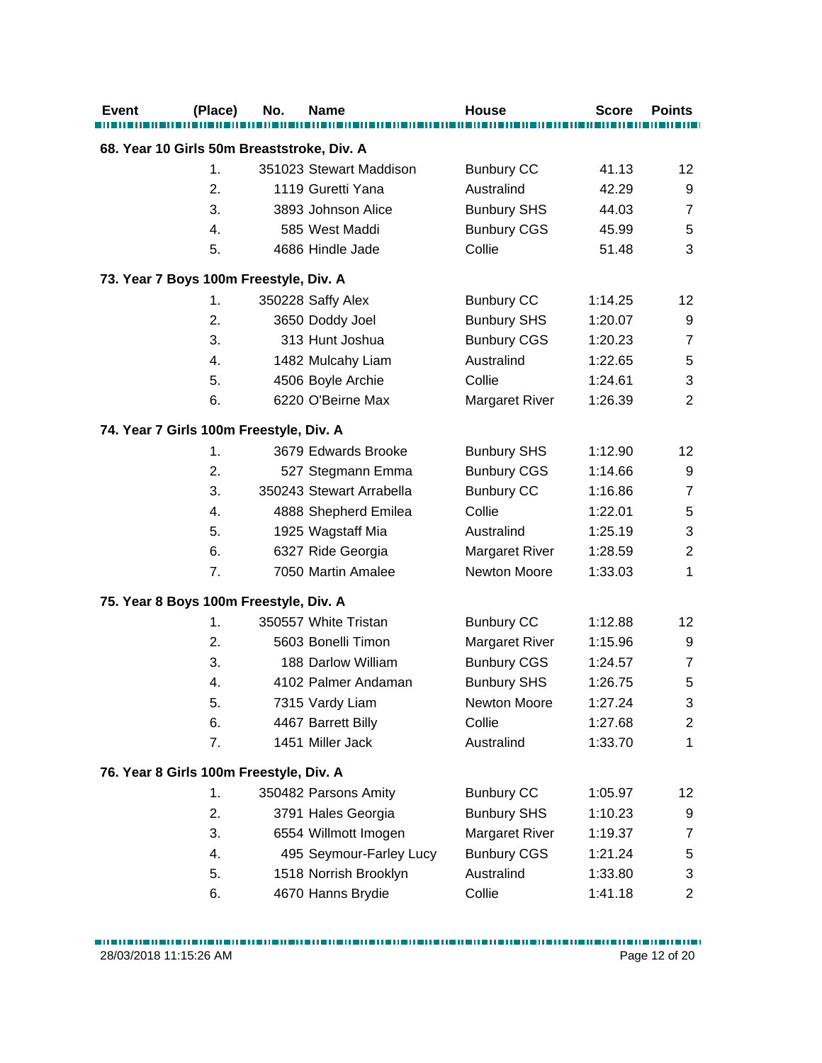| Event | (Place) | No. | Name | House | Score | Points |
|---|---|---|---|---|---|---|
| **68. Year 10 Girls 50m Breaststroke, Div. A** | | | | | | |
| | 1. | 351023 | Stewart Maddison | Bunbury CC | 41.13 | 12 |
| | 2. | 1119 | Guretti Yana | Australind | 42.29 | 9 |
| | 3. | 3893 | Johnson Alice | Bunbury SHS | 44.03 | 7 |
| | 4. | 585 | West Maddi | Bunbury CGS | 45.99 | 5 |
| | 5. | 4686 | Hindle Jade | Collie | 51.48 | 3 |
| **73. Year 7 Boys 100m Freestyle, Div. A** | | | | | | |
| | 1. | 350228 | Saffy Alex | Bunbury CC | 1:14.25 | 12 |
| | 2. | 3650 | Doddy Joel | Bunbury SHS | 1:20.07 | 9 |
| | 3. | 313 | Hunt Joshua | Bunbury CGS | 1:20.23 | 7 |
| | 4. | 1482 | Mulcahy Liam | Australind | 1:22.65 | 5 |
| | 5. | 4506 | Boyle Archie | Collie | 1:24.61 | 3 |
| | 6. | 6220 | O'Beirne Max | Margaret River | 1:26.39 | 2 |
| **74. Year 7 Girls 100m Freestyle, Div. A** | | | | | | |
| | 1. | 3679 | Edwards Brooke | Bunbury SHS | 1:12.90 | 12 |
| | 2. | 527 | Stegmann Emma | Bunbury CGS | 1:14.66 | 9 |
| | 3. | 350243 | Stewart Arrabella | Bunbury CC | 1:16.86 | 7 |
| | 4. | 4888 | Shepherd Emilea | Collie | 1:22.01 | 5 |
| | 5. | 1925 | Wagstaff Mia | Australind | 1:25.19 | 3 |
| | 6. | 6327 | Ride Georgia | Margaret River | 1:28.59 | 2 |
| | 7. | 7050 | Martin Amalee | Newton Moore | 1:33.03 | 1 |
| **75. Year 8 Boys 100m Freestyle, Div. A** | | | | | | |
| | 1. | 350557 | White Tristan | Bunbury CC | 1:12.88 | 12 |
| | 2. | 5603 | Bonelli Timon | Margaret River | 1:15.96 | 9 |
| | 3. | 188 | Darlow William | Bunbury CGS | 1:24.57 | 7 |
| | 4. | 4102 | Palmer Andaman | Bunbury SHS | 1:26.75 | 5 |
| | 5. | 7315 | Vardy Liam | Newton Moore | 1:27.24 | 3 |
| | 6. | 4467 | Barrett Billy | Collie | 1:27.68 | 2 |
| | 7. | 1451 | Miller Jack | Australind | 1:33.70 | 1 |
| **76. Year 8 Girls 100m Freestyle, Div. A** | | | | | | |
| | 1. | 350482 | Parsons Amity | Bunbury CC | 1:05.97 | 12 |
| | 2. | 3791 | Hales Georgia | Bunbury SHS | 1:10.23 | 9 |
| | 3. | 6554 | Willmott Imogen | Margaret River | 1:19.37 | 7 |
| | 4. | 495 | Seymour-Farley Lucy | Bunbury CGS | 1:21.24 | 5 |
| | 5. | 1518 | Norrish Brooklyn | Australind | 1:33.80 | 3 |
| | 6. | 4670 | Hanns Brydie | Collie | 1:41.18 | 2 |

28/03/2018 11:15:26 AM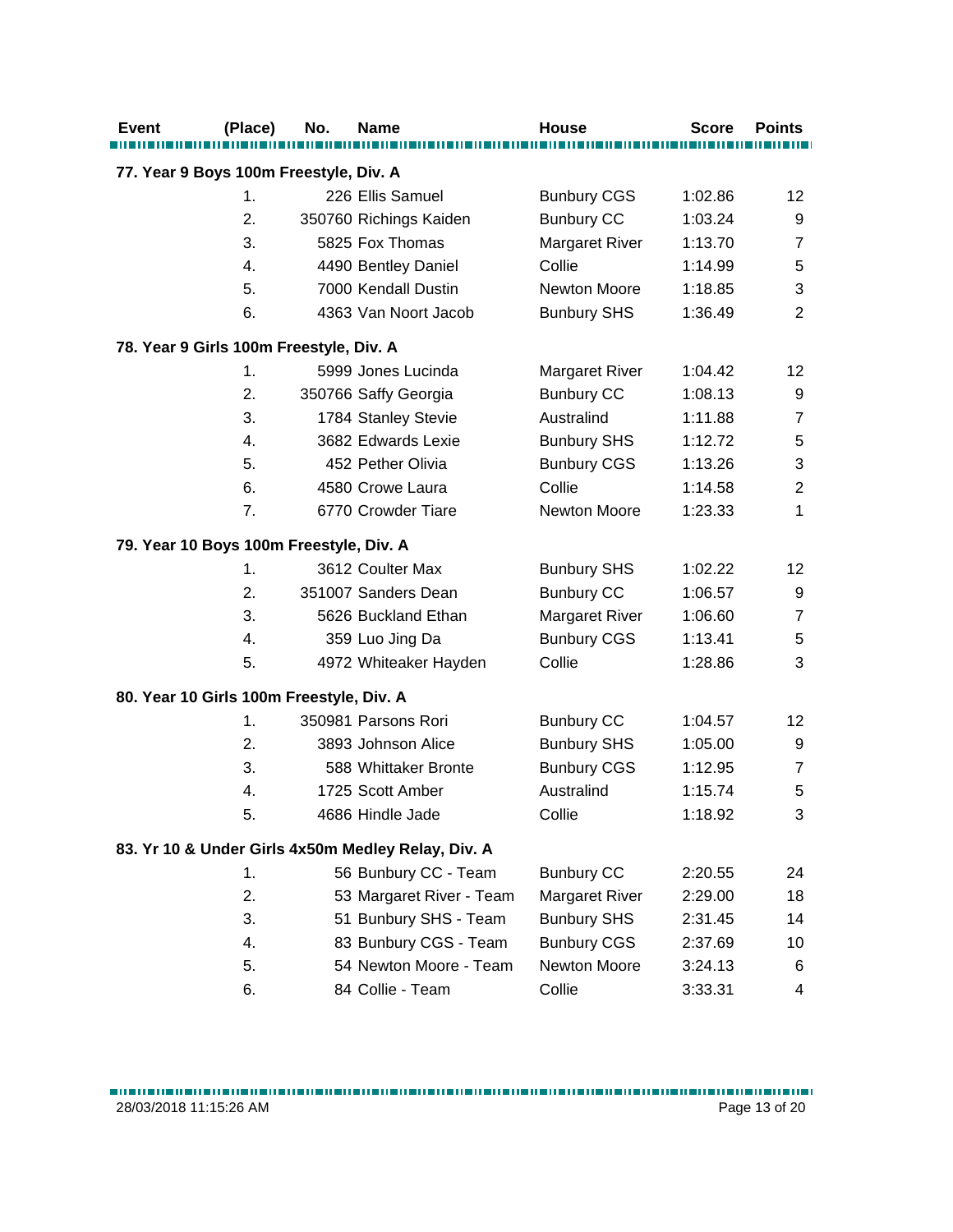| Event | (Place) | No. | Name | House | Score | Points |
|---|---|---|---|---|---|---|
| **77. Year 9 Boys 100m Freestyle, Div. A** | | | | | | |
| | 1. | 226 | Ellis Samuel | Bunbury CGS | 1:02.86 | 12 |
| | 2. | 350760 | Richings Kaiden | Bunbury CC | 1:03.24 | 9 |
| | 3. | 5825 | Fox Thomas | Margaret River | 1:13.70 | 7 |
| | 4. | 4490 | Bentley Daniel | Collie | 1:14.99 | 5 |
| | 5. | 7000 | Kendall Dustin | Newton Moore | 1:18.85 | 3 |
| | 6. | 4363 | Van Noort Jacob | Bunbury SHS | 1:36.49 | 2 |
| **78. Year 9 Girls 100m Freestyle, Div. A** | | | | | | |
| | 1. | 5999 | Jones Lucinda | Margaret River | 1:04.42 | 12 |
| | 2. | 350766 | Saffy Georgia | Bunbury CC | 1:08.13 | 9 |
| | 3. | 1784 | Stanley Stevie | Australind | 1:11.88 | 7 |
| | 4. | 3682 | Edwards Lexie | Bunbury SHS | 1:12.72 | 5 |
| | 5. | 452 | Pether Olivia | Bunbury CGS | 1:13.26 | 3 |
| | 6. | 4580 | Crowe Laura | Collie | 1:14.58 | 2 |
| | 7. | 6770 | Crowder Tiare | Newton Moore | 1:23.33 | 1 |
| **79. Year 10 Boys 100m Freestyle, Div. A** | | | | | | |
| | 1. | 3612 | Coulter Max | Bunbury SHS | 1:02.22 | 12 |
| | 2. | 351007 | Sanders Dean | Bunbury CC | 1:06.57 | 9 |
| | 3. | 5626 | Buckland Ethan | Margaret River | 1:06.60 | 7 |
| | 4. | 359 | Luo Jing Da | Bunbury CGS | 1:13.41 | 5 |
| | 5. | 4972 | Whiteaker Hayden | Collie | 1:28.86 | 3 |
| **80. Year 10 Girls 100m Freestyle, Div. A** | | | | | | |
| | 1. | 350981 | Parsons Rori | Bunbury CC | 1:04.57 | 12 |
| | 2. | 3893 | Johnson Alice | Bunbury SHS | 1:05.00 | 9 |
| | 3. | 588 | Whittaker Bronte | Bunbury CGS | 1:12.95 | 7 |
| | 4. | 1725 | Scott Amber | Australind | 1:15.74 | 5 |
| | 5. | 4686 | Hindle Jade | Collie | 1:18.92 | 3 |
| **83. Yr 10 & Under Girls 4x50m Medley Relay, Div. A** | | | | | | |
| | 1. | 56 | Bunbury CC - Team | Bunbury CC | 2:20.55 | 24 |
| | 2. | 53 | Margaret River - Team | Margaret River | 2:29.00 | 18 |
| | 3. | 51 | Bunbury SHS - Team | Bunbury SHS | 2:31.45 | 14 |
| | 4. | 83 | Bunbury CGS - Team | Bunbury CGS | 2:37.69 | 10 |
| | 5. | 54 | Newton Moore - Team | Newton Moore | 3:24.13 | 6 |
| | 6. | 84 | Collie - Team | Collie | 3:33.31 | 4 |

28/03/2018 11:15:26 AM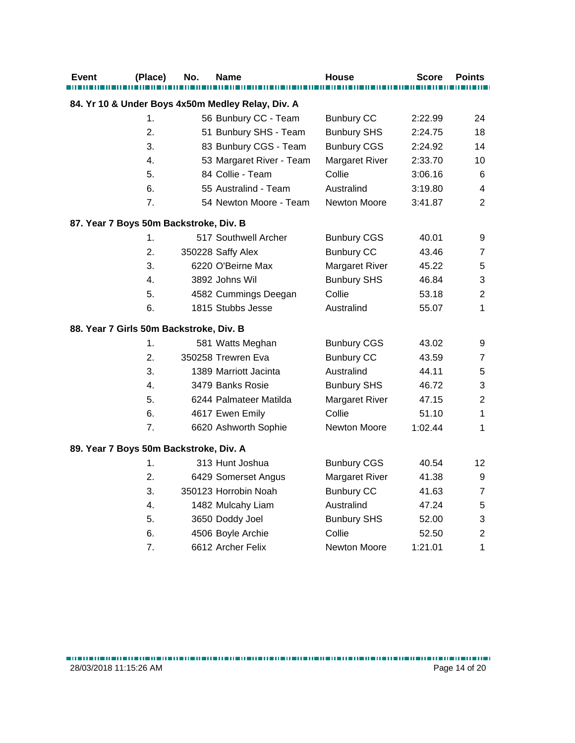| Event | (Place) | No. | Name | House | Score | Points |
|---|---|---|---|---|---|---|
| **84. Yr 10 & Under Boys 4x50m Medley Relay, Div. A** | | | | | | |
| | 1. | 56 | Bunbury CC - Team | Bunbury CC | 2:22.99 | 24 |
| | 2. | 51 | Bunbury SHS - Team | Bunbury SHS | 2:24.75 | 18 |
| | 3. | 83 | Bunbury CGS - Team | Bunbury CGS | 2:24.92 | 14 |
| | 4. | 53 | Margaret River - Team | Margaret River | 2:33.70 | 10 |
| | 5. | 84 | Collie - Team | Collie | 3:06.16 | 6 |
| | 6. | 55 | Australind - Team | Australind | 3:19.80 | 4 |
| | 7. | 54 | Newton Moore - Team | Newton Moore | 3:41.87 | 2 |
| **87. Year 7 Boys 50m Backstroke, Div. B** | | | | | | |
| | 1. | 517 | Southwell Archer | Bunbury CGS | 40.01 | 9 |
| | 2. | 350228 | Saffy Alex | Bunbury CC | 43.46 | 7 |
| | 3. | 6220 | O'Beirne Max | Margaret River | 45.22 | 5 |
| | 4. | 3892 | Johns Wil | Bunbury SHS | 46.84 | 3 |
| | 5. | 4582 | Cummings Deegan | Collie | 53.18 | 2 |
| | 6. | 1815 | Stubbs Jesse | Australind | 55.07 | 1 |
| **88. Year 7 Girls 50m Backstroke, Div. B** | | | | | | |
| | 1. | 581 | Watts Meghan | Bunbury CGS | 43.02 | 9 |
| | 2. | 350258 | Trewren Eva | Bunbury CC | 43.59 | 7 |
| | 3. | 1389 | Marriott Jacinta | Australind | 44.11 | 5 |
| | 4. | 3479 | Banks Rosie | Bunbury SHS | 46.72 | 3 |
| | 5. | 6244 | Palmateer Matilda | Margaret River | 47.15 | 2 |
| | 6. | 4617 | Ewen Emily | Collie | 51.10 | 1 |
| | 7. | 6620 | Ashworth Sophie | Newton Moore | 1:02.44 | 1 |
| **89. Year 7 Boys 50m Backstroke, Div. A** | | | | | | |
| | 1. | 313 | Hunt Joshua | Bunbury CGS | 40.54 | 12 |
| | 2. | 6429 | Somerset Angus | Margaret River | 41.38 | 9 |
| | 3. | 350123 | Horrobin Noah | Bunbury CC | 41.63 | 7 |
| | 4. | 1482 | Mulcahy Liam | Australind | 47.24 | 5 |
| | 5. | 3650 | Doddy Joel | Bunbury SHS | 52.00 | 3 |
| | 6. | 4506 | Boyle Archie | Collie | 52.50 | 2 |
| | 7. | 6612 | Archer Felix | Newton Moore | 1:21.01 | 1 |

28/03/2018 11:15:26 AM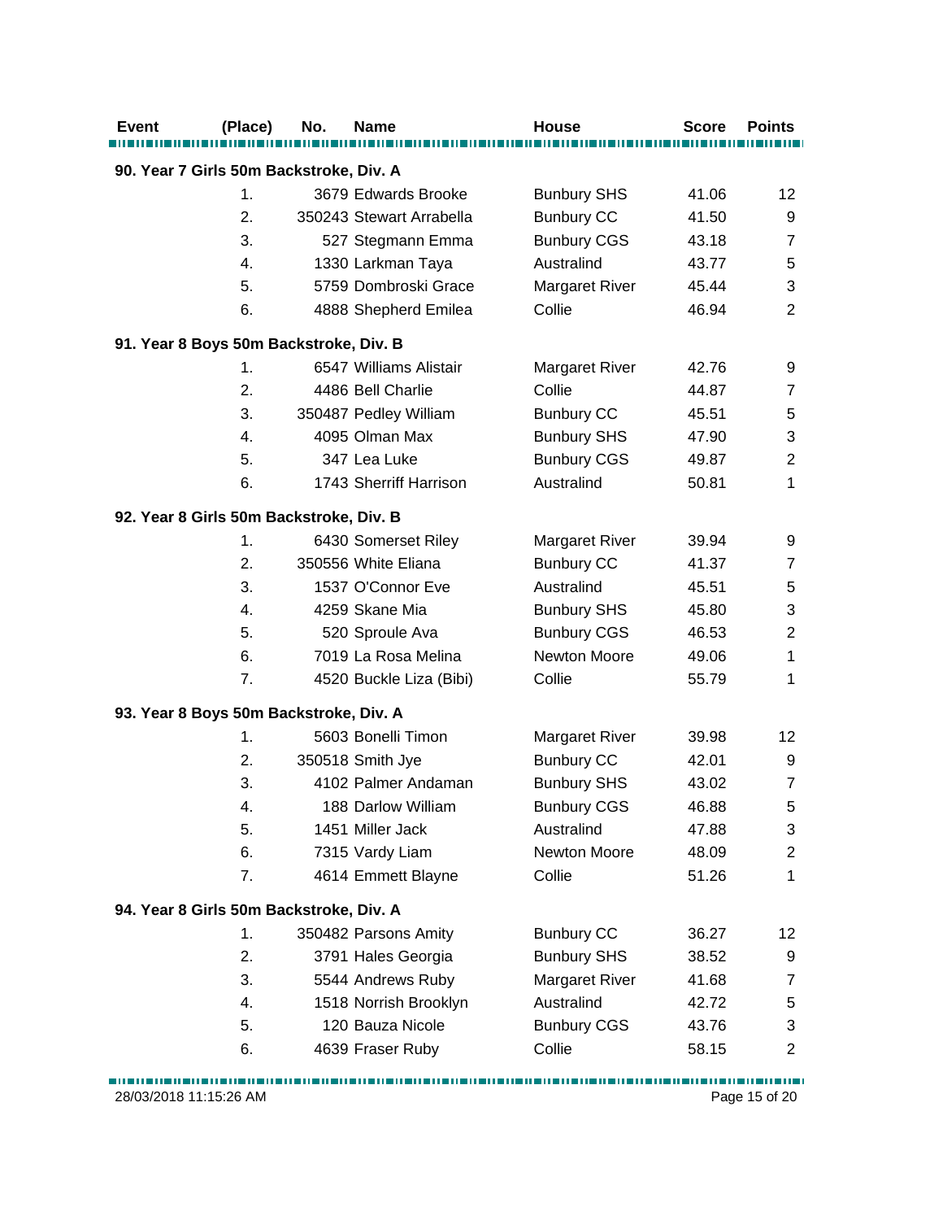| Event | (Place) | No. | Name | House | Score | Points |
|---|---|---|---|---|---|---|
| **90. Year 7 Girls 50m Backstroke, Div. A** | | | | | | |
| | 1. | 3679 | Edwards Brooke | Bunbury SHS | 41.06 | 12 |
| | 2. | 350243 | Stewart Arrabella | Bunbury CC | 41.50 | 9 |
| | 3. | 527 | Stegmann Emma | Bunbury CGS | 43.18 | 7 |
| | 4. | 1330 | Larkman Taya | Australind | 43.77 | 5 |
| | 5. | 5759 | Dombroski Grace | Margaret River | 45.44 | 3 |
| | 6. | 4888 | Shepherd Emilea | Collie | 46.94 | 2 |
| **91. Year 8 Boys 50m Backstroke, Div. B** | | | | | | |
| | 1. | 6547 | Williams Alistair | Margaret River | 42.76 | 9 |
| | 2. | 4486 | Bell Charlie | Collie | 44.87 | 7 |
| | 3. | 350487 | Pedley William | Bunbury CC | 45.51 | 5 |
| | 4. | 4095 | Olman Max | Bunbury SHS | 47.90 | 3 |
| | 5. | 347 | Lea Luke | Bunbury CGS | 49.87 | 2 |
| | 6. | 1743 | Sherriff Harrison | Australind | 50.81 | 1 |
| **92. Year 8 Girls 50m Backstroke, Div. B** | | | | | | |
| | 1. | 6430 | Somerset Riley | Margaret River | 39.94 | 9 |
| | 2. | 350556 | White Eliana | Bunbury CC | 41.37 | 7 |
| | 3. | 1537 | O'Connor Eve | Australind | 45.51 | 5 |
| | 4. | 4259 | Skane Mia | Bunbury SHS | 45.80 | 3 |
| | 5. | 520 | Sproule Ava | Bunbury CGS | 46.53 | 2 |
| | 6. | 7019 | La Rosa Melina | Newton Moore | 49.06 | 1 |
| | 7. | 4520 | Buckle Liza (Bibi) | Collie | 55.79 | 1 |
| **93. Year 8 Boys 50m Backstroke, Div. A** | | | | | | |
| | 1. | 5603 | Bonelli Timon | Margaret River | 39.98 | 12 |
| | 2. | 350518 | Smith Jye | Bunbury CC | 42.01 | 9 |
| | 3. | 4102 | Palmer Andaman | Bunbury SHS | 43.02 | 7 |
| | 4. | 188 | Darlow William | Bunbury CGS | 46.88 | 5 |
| | 5. | 1451 | Miller Jack | Australind | 47.88 | 3 |
| | 6. | 7315 | Vardy Liam | Newton Moore | 48.09 | 2 |
| | 7. | 4614 | Emmett Blayne | Collie | 51.26 | 1 |
| **94. Year 8 Girls 50m Backstroke, Div. A** | | | | | | |
| | 1. | 350482 | Parsons Amity | Bunbury CC | 36.27 | 12 |
| | 2. | 3791 | Hales Georgia | Bunbury SHS | 38.52 | 9 |
| | 3. | 5544 | Andrews Ruby | Margaret River | 41.68 | 7 |
| | 4. | 1518 | Norrish Brooklyn | Australind | 42.72 | 5 |
| | 5. | 120 | Bauza Nicole | Bunbury CGS | 43.76 | 3 |
| | 6. | 4639 | Fraser Ruby | Collie | 58.15 | 2 |

28/03/2018 11:15:26 AM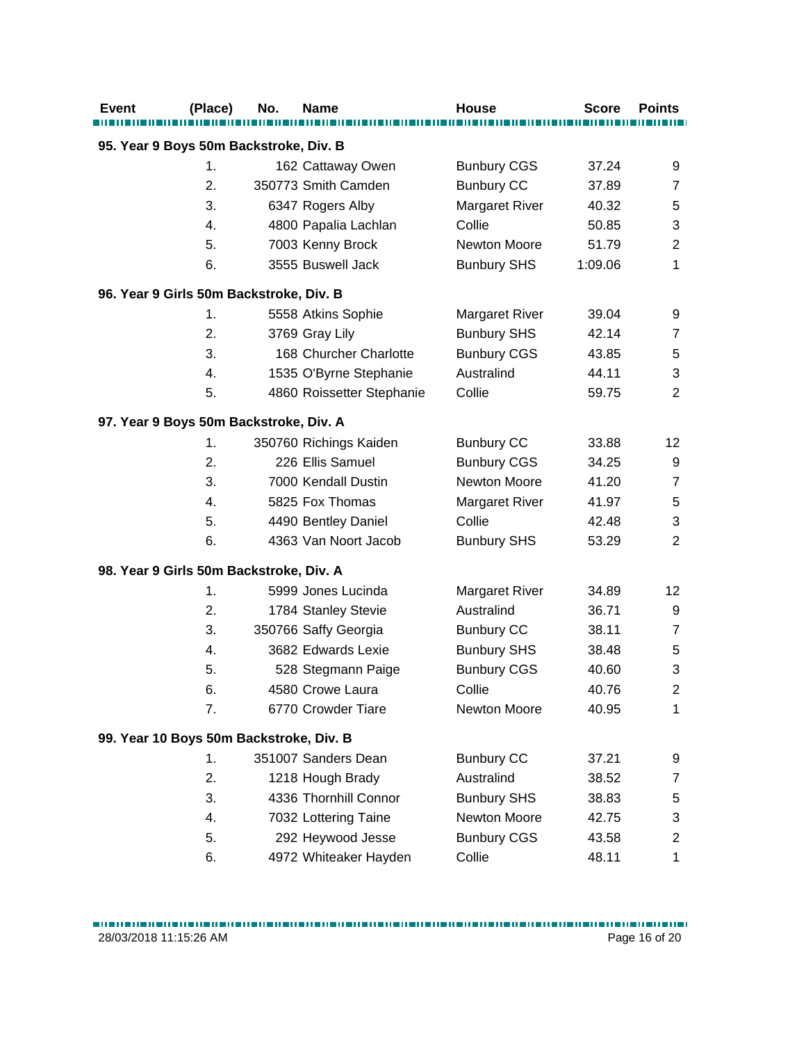| Event | (Place) | No. | Name | House | Score | Points |
|---|---|---|---|---|---|---|
| **95. Year 9 Boys 50m Backstroke, Div. B** | | | | | | |
| | 1. | 162 | Cattaway Owen | Bunbury CGS | 37.24 | 9 |
| | 2. | 350773 | Smith Camden | Bunbury CC | 37.89 | 7 |
| | 3. | 6347 | Rogers Alby | Margaret River | 40.32 | 5 |
| | 4. | 4800 | Papalia Lachlan | Collie | 50.85 | 3 |
| | 5. | 7003 | Kenny Brock | Newton Moore | 51.79 | 2 |
| | 6. | 3555 | Buswell Jack | Bunbury SHS | 1:09.06 | 1 |
| **96. Year 9 Girls 50m Backstroke, Div. B** | | | | | | |
| | 1. | 5558 | Atkins Sophie | Margaret River | 39.04 | 9 |
| | 2. | 3769 | Gray Lily | Bunbury SHS | 42.14 | 7 |
| | 3. | 168 | Churcher Charlotte | Bunbury CGS | 43.85 | 5 |
| | 4. | 1535 | O'Byrne Stephanie | Australind | 44.11 | 3 |
| | 5. | 4860 | Roissetter Stephanie | Collie | 59.75 | 2 |
| **97. Year 9 Boys 50m Backstroke, Div. A** | | | | | | |
| | 1. | 350760 | Richings Kaiden | Bunbury CC | 33.88 | 12 |
| | 2. | 226 | Ellis Samuel | Bunbury CGS | 34.25 | 9 |
| | 3. | 7000 | Kendall Dustin | Newton Moore | 41.20 | 7 |
| | 4. | 5825 | Fox Thomas | Margaret River | 41.97 | 5 |
| | 5. | 4490 | Bentley Daniel | Collie | 42.48 | 3 |
| | 6. | 4363 | Van Noort Jacob | Bunbury SHS | 53.29 | 2 |
| **98. Year 9 Girls 50m Backstroke, Div. A** | | | | | | |
| | 1. | 5999 | Jones Lucinda | Margaret River | 34.89 | 12 |
| | 2. | 1784 | Stanley Stevie | Australind | 36.71 | 9 |
| | 3. | 350766 | Saffy Georgia | Bunbury CC | 38.11 | 7 |
| | 4. | 3682 | Edwards Lexie | Bunbury SHS | 38.48 | 5 |
| | 5. | 528 | Stegmann Paige | Bunbury CGS | 40.60 | 3 |
| | 6. | 4580 | Crowe Laura | Collie | 40.76 | 2 |
| | 7. | 6770 | Crowder Tiare | Newton Moore | 40.95 | 1 |
| **99. Year 10 Boys 50m Backstroke, Div. B** | | | | | | |
| | 1. | 351007 | Sanders Dean | Bunbury CC | 37.21 | 9 |
| | 2. | 1218 | Hough Brady | Australind | 38.52 | 7 |
| | 3. | 4336 | Thornhill Connor | Bunbury SHS | 38.83 | 5 |
| | 4. | 7032 | Lottering Taine | Newton Moore | 42.75 | 3 |
| | 5. | 292 | Heywood Jesse | Bunbury CGS | 43.58 | 2 |
| | 6. | 4972 | Whiteaker Hayden | Collie | 48.11 | 1 |

28/03/2018 11:15:26 AM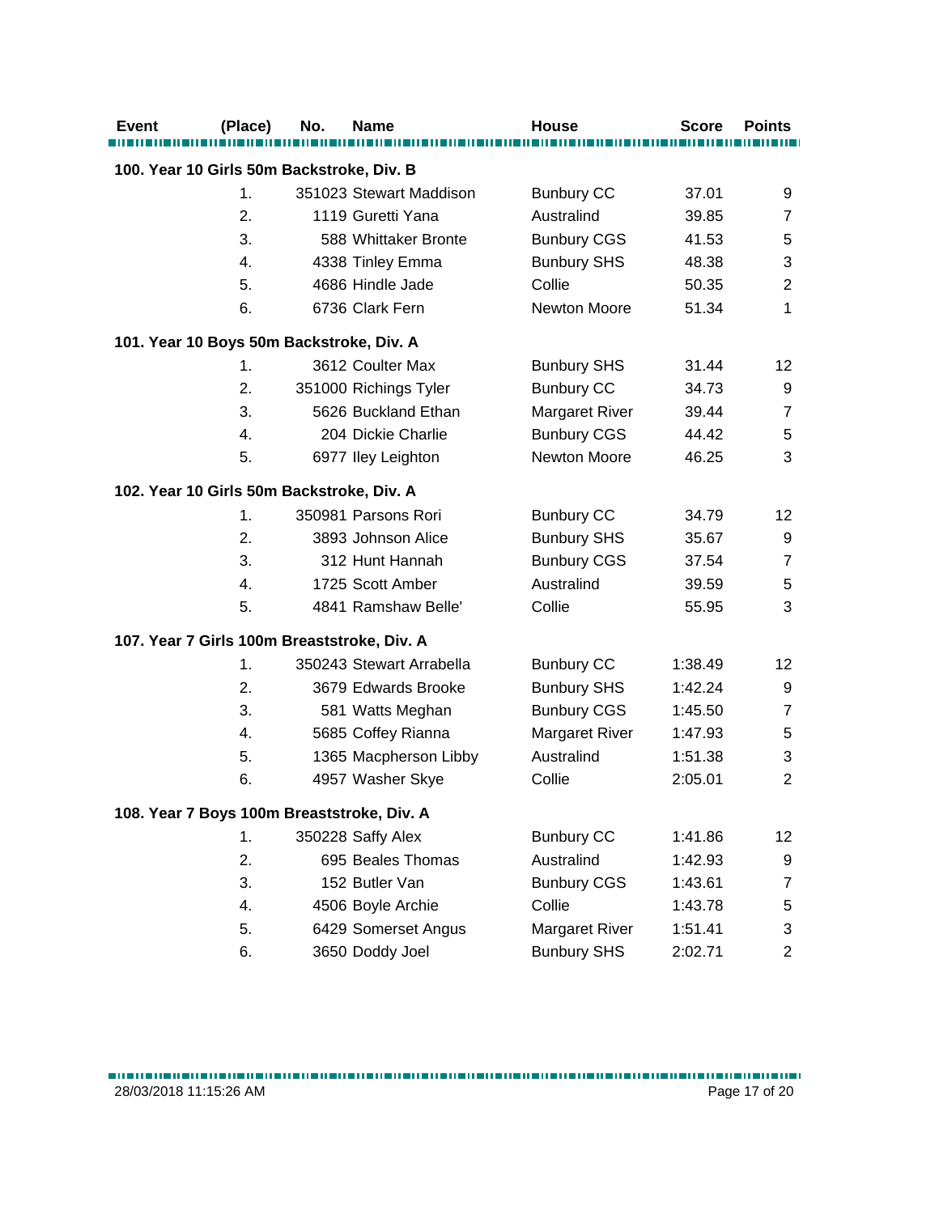| Event | (Place) | No. | Name | House | Score | Points |
|---|---|---|---|---|---|---|
| **100. Year 10 Girls 50m Backstroke, Div. B** | | | | | | |
| | 1. | 351023 | Stewart Maddison | Bunbury CC | 37.01 | 9 |
| | 2. | 1119 | Guretti Yana | Australind | 39.85 | 7 |
| | 3. | 588 | Whittaker Bronte | Bunbury CGS | 41.53 | 5 |
| | 4. | 4338 | Tinley Emma | Bunbury SHS | 48.38 | 3 |
| | 5. | 4686 | Hindle Jade | Collie | 50.35 | 2 |
| | 6. | 6736 | Clark Fern | Newton Moore | 51.34 | 1 |
| **101. Year 10 Boys 50m Backstroke, Div. A** | | | | | | |
| | 1. | 3612 | Coulter Max | Bunbury SHS | 31.44 | 12 |
| | 2. | 351000 | Richings Tyler | Bunbury CC | 34.73 | 9 |
| | 3. | 5626 | Buckland Ethan | Margaret River | 39.44 | 7 |
| | 4. | 204 | Dickie Charlie | Bunbury CGS | 44.42 | 5 |
| | 5. | 6977 | Iley Leighton | Newton Moore | 46.25 | 3 |
| **102. Year 10 Girls 50m Backstroke, Div. A** | | | | | | |
| | 1. | 350981 | Parsons Rori | Bunbury CC | 34.79 | 12 |
| | 2. | 3893 | Johnson Alice | Bunbury SHS | 35.67 | 9 |
| | 3. | 312 | Hunt Hannah | Bunbury CGS | 37.54 | 7 |
| | 4. | 1725 | Scott Amber | Australind | 39.59 | 5 |
| | 5. | 4841 | Ramshaw Belle' | Collie | 55.95 | 3 |
| **107. Year 7 Girls 100m Breaststroke, Div. A** | | | | | | |
| | 1. | 350243 | Stewart Arrabella | Bunbury CC | 1:38.49 | 12 |
| | 2. | 3679 | Edwards Brooke | Bunbury SHS | 1:42.24 | 9 |
| | 3. | 581 | Watts Meghan | Bunbury CGS | 1:45.50 | 7 |
| | 4. | 5685 | Coffey Rianna | Margaret River | 1:47.93 | 5 |
| | 5. | 1365 | Macpherson Libby | Australind | 1:51.38 | 3 |
| | 6. | 4957 | Washer Skye | Collie | 2:05.01 | 2 |
| **108. Year 7 Boys 100m Breaststroke, Div. A** | | | | | | |
| | 1. | 350228 | Saffy Alex | Bunbury CC | 1:41.86 | 12 |
| | 2. | 695 | Beales Thomas | Australind | 1:42.93 | 9 |
| | 3. | 152 | Butler Van | Bunbury CGS | 1:43.61 | 7 |
| | 4. | 4506 | Boyle Archie | Collie | 1:43.78 | 5 |
| | 5. | 6429 | Somerset Angus | Margaret River | 1:51.41 | 3 |
| | 6. | 3650 | Doddy Joel | Bunbury SHS | 2:02.71 | 2 |

28/03/2018 11:15:26 AM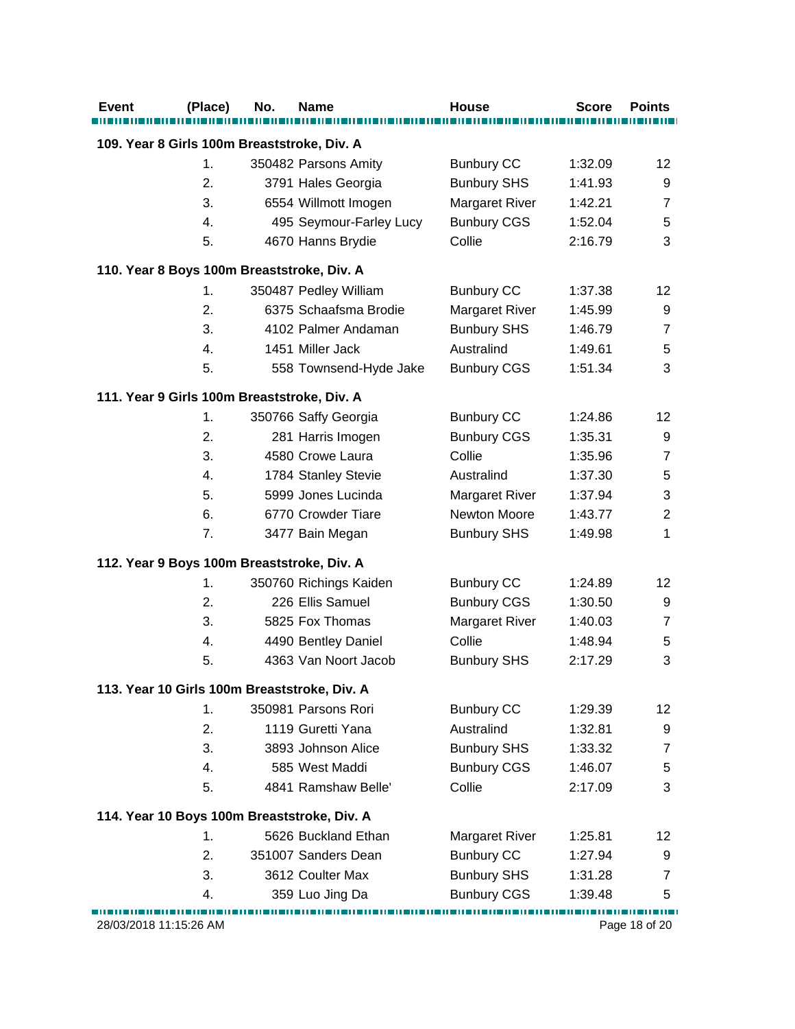| Event | (Place) | No. | Name | House | Score | Points |
|---|---|---|---|---|---|---|
| **109. Year 8 Girls 100m Breaststroke, Div. A** | | | | | | |
| | 1. | 350482 | Parsons Amity | Bunbury CC | 1:32.09 | 12 |
| | 2. | 3791 | Hales Georgia | Bunbury SHS | 1:41.93 | 9 |
| | 3. | 6554 | Willmott Imogen | Margaret River | 1:42.21 | 7 |
| | 4. | 495 | Seymour-Farley Lucy | Bunbury CGS | 1:52.04 | 5 |
| | 5. | 4670 | Hanns Brydie | Collie | 2:16.79 | 3 |
| **110. Year 8 Boys 100m Breaststroke, Div. A** | | | | | | |
| | 1. | 350487 | Pedley William | Bunbury CC | 1:37.38 | 12 |
| | 2. | 6375 | Schaafsma Brodie | Margaret River | 1:45.99 | 9 |
| | 3. | 4102 | Palmer Andaman | Bunbury SHS | 1:46.79 | 7 |
| | 4. | 1451 | Miller Jack | Australind | 1:49.61 | 5 |
| | 5. | 558 | Townsend-Hyde Jake | Bunbury CGS | 1:51.34 | 3 |
| **111. Year 9 Girls 100m Breaststroke, Div. A** | | | | | | |
| | 1. | 350766 | Saffy Georgia | Bunbury CC | 1:24.86 | 12 |
| | 2. | 281 | Harris Imogen | Bunbury CGS | 1:35.31 | 9 |
| | 3. | 4580 | Crowe Laura | Collie | 1:35.96 | 7 |
| | 4. | 1784 | Stanley Stevie | Australind | 1:37.30 | 5 |
| | 5. | 5999 | Jones Lucinda | Margaret River | 1:37.94 | 3 |
| | 6. | 6770 | Crowder Tiare | Newton Moore | 1:43.77 | 2 |
| | 7. | 3477 | Bain Megan | Bunbury SHS | 1:49.98 | 1 |
| **112. Year 9 Boys 100m Breaststroke, Div. A** | | | | | | |
| | 1. | 350760 | Richings Kaiden | Bunbury CC | 1:24.89 | 12 |
| | 2. | 226 | Ellis Samuel | Bunbury CGS | 1:30.50 | 9 |
| | 3. | 5825 | Fox Thomas | Margaret River | 1:40.03 | 7 |
| | 4. | 4490 | Bentley Daniel | Collie | 1:48.94 | 5 |
| | 5. | 4363 | Van Noort Jacob | Bunbury SHS | 2:17.29 | 3 |
| **113. Year 10 Girls 100m Breaststroke, Div. A** | | | | | | |
| | 1. | 350981 | Parsons Rori | Bunbury CC | 1:29.39 | 12 |
| | 2. | 1119 | Guretti Yana | Australind | 1:32.81 | 9 |
| | 3. | 3893 | Johnson Alice | Bunbury SHS | 1:33.32 | 7 |
| | 4. | 585 | West Maddi | Bunbury CGS | 1:46.07 | 5 |
| | 5. | 4841 | Ramshaw Belle' | Collie | 2:17.09 | 3 |
| **114. Year 10 Boys 100m Breaststroke, Div. A** | | | | | | |
| | 1. | 5626 | Buckland Ethan | Margaret River | 1:25.81 | 12 |
| | 2. | 351007 | Sanders Dean | Bunbury CC | 1:27.94 | 9 |
| | 3. | 3612 | Coulter Max | Bunbury SHS | 1:31.28 | 7 |
| | 4. | 359 | Luo Jing Da | Bunbury CGS | 1:39.48 | 5 |

28/03/2018 11:15:26 AM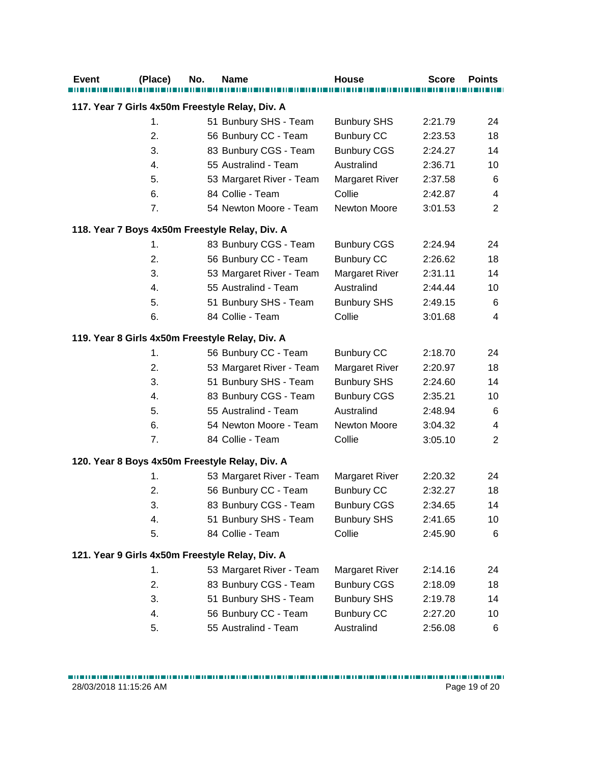| Event | (Place) | No. | Name | House | Score | Points |
|---|---|---|---|---|---|---|
| **117. Year 7 Girls 4x50m Freestyle Relay, Div. A** | | | | | | |
| | 1. | 51 | Bunbury SHS - Team | Bunbury SHS | 2:21.79 | 24 |
| | 2. | 56 | Bunbury CC - Team | Bunbury CC | 2:23.53 | 18 |
| | 3. | 83 | Bunbury CGS - Team | Bunbury CGS | 2:24.27 | 14 |
| | 4. | 55 | Australind - Team | Australind | 2:36.71 | 10 |
| | 5. | 53 | Margaret River - Team | Margaret River | 2:37.58 | 6 |
| | 6. | 84 | Collie - Team | Collie | 2:42.87 | 4 |
| | 7. | 54 | Newton Moore - Team | Newton Moore | 3:01.53 | 2 |
| **118. Year 7 Boys 4x50m Freestyle Relay, Div. A** | | | | | | |
| | 1. | 83 | Bunbury CGS - Team | Bunbury CGS | 2:24.94 | 24 |
| | 2. | 56 | Bunbury CC - Team | Bunbury CC | 2:26.62 | 18 |
| | 3. | 53 | Margaret River - Team | Margaret River | 2:31.11 | 14 |
| | 4. | 55 | Australind - Team | Australind | 2:44.44 | 10 |
| | 5. | 51 | Bunbury SHS - Team | Bunbury SHS | 2:49.15 | 6 |
| | 6. | 84 | Collie - Team | Collie | 3:01.68 | 4 |
| **119. Year 8 Girls 4x50m Freestyle Relay, Div. A** | | | | | | |
| | 1. | 56 | Bunbury CC - Team | Bunbury CC | 2:18.70 | 24 |
| | 2. | 53 | Margaret River - Team | Margaret River | 2:20.97 | 18 |
| | 3. | 51 | Bunbury SHS - Team | Bunbury SHS | 2:24.60 | 14 |
| | 4. | 83 | Bunbury CGS - Team | Bunbury CGS | 2:35.21 | 10 |
| | 5. | 55 | Australind - Team | Australind | 2:48.94 | 6 |
| | 6. | 54 | Newton Moore - Team | Newton Moore | 3:04.32 | 4 |
| | 7. | 84 | Collie - Team | Collie | 3:05.10 | 2 |
| **120. Year 8 Boys 4x50m Freestyle Relay, Div. A** | | | | | | |
| | 1. | 53 | Margaret River - Team | Margaret River | 2:20.32 | 24 |
| | 2. | 56 | Bunbury CC - Team | Bunbury CC | 2:32.27 | 18 |
| | 3. | 83 | Bunbury CGS - Team | Bunbury CGS | 2:34.65 | 14 |
| | 4. | 51 | Bunbury SHS - Team | Bunbury SHS | 2:41.65 | 10 |
| | 5. | 84 | Collie - Team | Collie | 2:45.90 | 6 |
| **121. Year 9 Girls 4x50m Freestyle Relay, Div. A** | | | | | | |
| | 1. | 53 | Margaret River - Team | Margaret River | 2:14.16 | 24 |
| | 2. | 83 | Bunbury CGS - Team | Bunbury CGS | 2:18.09 | 18 |
| | 3. | 51 | Bunbury SHS - Team | Bunbury SHS | 2:19.78 | 14 |
| | 4. | 56 | Bunbury CC - Team | Bunbury CC | 2:27.20 | 10 |
| | 5. | 55 | Australind - Team | Australind | 2:56.08 | 6 |

28/03/2018 11:15:26 AM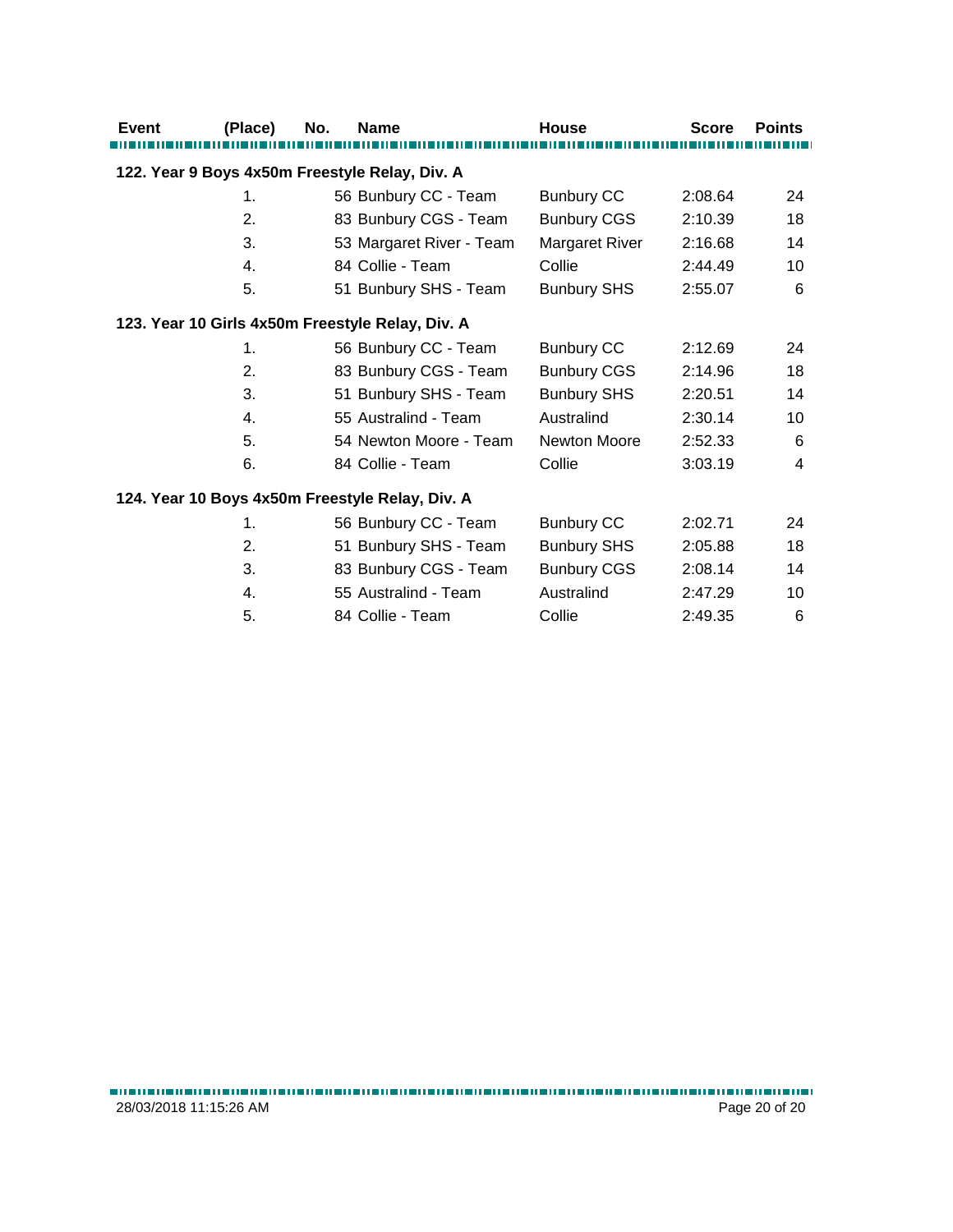| Event | (Place) | No. | Name | House | Score | Points |
|---|---|---|---|---|---|---|
| **122. Year 9 Boys 4x50m Freestyle Relay, Div. A** | | | | | | |
| | 1. | 56 | Bunbury CC - Team | Bunbury CC | 2:08.64 | 24 |
| | 2. | 83 | Bunbury CGS - Team | Bunbury CGS | 2:10.39 | 18 |
| | 3. | 53 | Margaret River - Team | Margaret River | 2:16.68 | 14 |
| | 4. | 84 | Collie - Team | Collie | 2:44.49 | 10 |
| | 5. | 51 | Bunbury SHS - Team | Bunbury SHS | 2:55.07 | 6 |
| **123. Year 10 Girls 4x50m Freestyle Relay, Div. A** | | | | | | |
| | 1. | 56 | Bunbury CC - Team | Bunbury CC | 2:12.69 | 24 |
| | 2. | 83 | Bunbury CGS - Team | Bunbury CGS | 2:14.96 | 18 |
| | 3. | 51 | Bunbury SHS - Team | Bunbury SHS | 2:20.51 | 14 |
| | 4. | 55 | Australind - Team | Australind | 2:30.14 | 10 |
| | 5. | 54 | Newton Moore - Team | Newton Moore | 2:52.33 | 6 |
| | 6. | 84 | Collie - Team | Collie | 3:03.19 | 4 |
| **124. Year 10 Boys 4x50m Freestyle Relay, Div. A** | | | | | | |
| | 1. | 56 | Bunbury CC - Team | Bunbury CC | 2:02.71 | 24 |
| | 2. | 51 | Bunbury SHS - Team | Bunbury SHS | 2:05.88 | 18 |
| | 3. | 83 | Bunbury CGS - Team | Bunbury CGS | 2:08.14 | 14 |
| | 4. | 55 | Australind - Team | Australind | 2:47.29 | 10 |
| | 5. | 84 | Collie - Team | Collie | 2:49.35 | 6 |

28/03/2018 11:15:26 AM